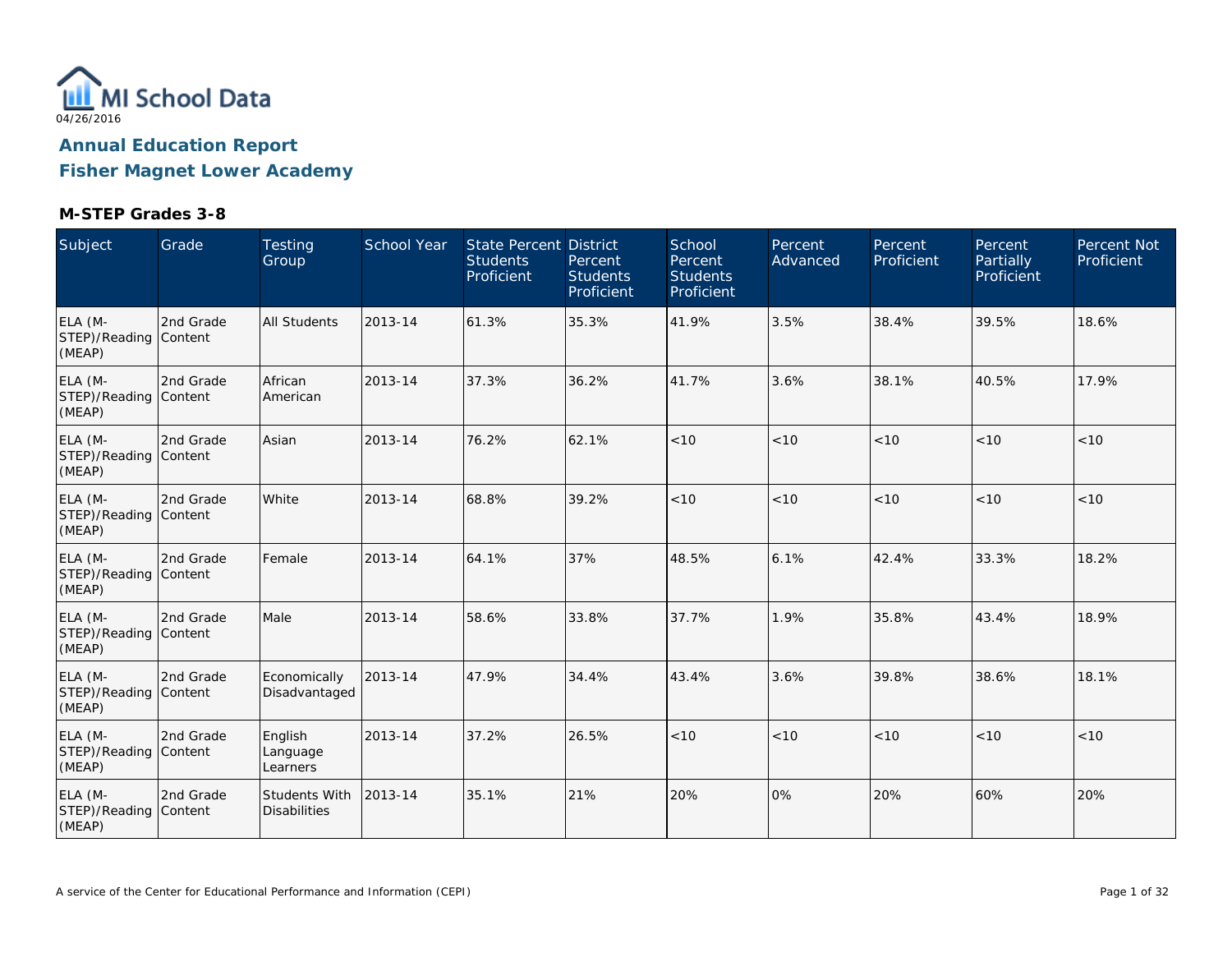MI School Data

04/26/2016

# Annual Education Report

# Fisher Magnet Lower Academy

### M-STEP Grades 3-8

| Subject | Grade | Testing Group | School Year | State Percent Students Proficient | District Percent Students Proficient | School Percent Students Proficient | Percent Advanced | Percent Proficient | Percent Partially Proficient | Percent Not Proficient |
|---|---|---|---|---|---|---|---|---|---|---|
| ELA (M-STEP)/Reading (MEAP) | 2nd Grade Content | All Students | 2013-14 | 61.3% | 35.3% | 41.9% | 3.5% | 38.4% | 39.5% | 18.6% |
| ELA (M-STEP)/Reading (MEAP) | 2nd Grade Content | African American | 2013-14 | 37.3% | 36.2% | 41.7% | 3.6% | 38.1% | 40.5% | 17.9% |
| ELA (M-STEP)/Reading (MEAP) | 2nd Grade Content | Asian | 2013-14 | 76.2% | 62.1% | <10 | <10 | <10 | <10 | <10 |
| ELA (M-STEP)/Reading (MEAP) | 2nd Grade Content | White | 2013-14 | 68.8% | 39.2% | <10 | <10 | <10 | <10 | <10 |
| ELA (M-STEP)/Reading (MEAP) | 2nd Grade Content | Female | 2013-14 | 64.1% | 37% | 48.5% | 6.1% | 42.4% | 33.3% | 18.2% |
| ELA (M-STEP)/Reading (MEAP) | 2nd Grade Content | Male | 2013-14 | 58.6% | 33.8% | 37.7% | 1.9% | 35.8% | 43.4% | 18.9% |
| ELA (M-STEP)/Reading (MEAP) | 2nd Grade Content | Economically Disadvantaged | 2013-14 | 47.9% | 34.4% | 43.4% | 3.6% | 39.8% | 38.6% | 18.1% |
| ELA (M-STEP)/Reading (MEAP) | 2nd Grade Content | English Language Learners | 2013-14 | 37.2% | 26.5% | <10 | <10 | <10 | <10 | <10 |
| ELA (M-STEP)/Reading (MEAP) | 2nd Grade Content | Students With Disabilities | 2013-14 | 35.1% | 21% | 20% | 0% | 20% | 60% | 20% |

A service of the Center for Educational Performance and Information (CEPI)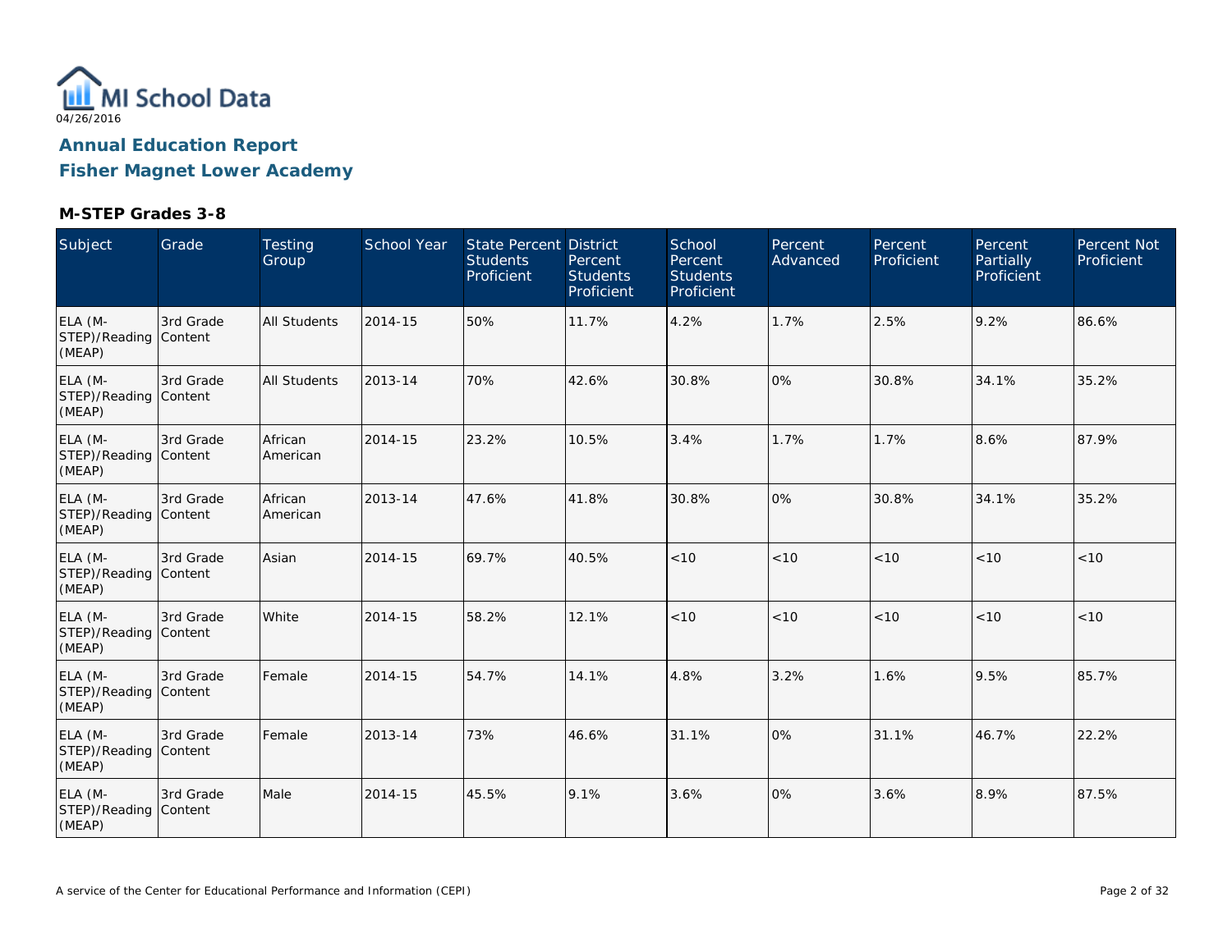MI School Data
04/26/2016

## Annual Education Report

## Fisher Magnet Lower Academy

### M-STEP Grades 3-8

| Subject | Grade | Testing Group | School Year | State Percent Students Proficient | District Percent Students Proficient | School Percent Students Proficient | Percent Advanced | Percent Proficient | Percent Partially Proficient | Percent Not Proficient |
|---|---|---|---|---|---|---|---|---|---|---|
| ELA (M-STEP)/Reading (MEAP) | 3rd Grade Content | All Students | 2014-15 | 50% | 11.7% | 4.2% | 1.7% | 2.5% | 9.2% | 86.6% |
| ELA (M-STEP)/Reading (MEAP) | 3rd Grade Content | All Students | 2013-14 | 70% | 42.6% | 30.8% | 0% | 30.8% | 34.1% | 35.2% |
| ELA (M-STEP)/Reading (MEAP) | 3rd Grade Content | African American | 2014-15 | 23.2% | 10.5% | 3.4% | 1.7% | 1.7% | 8.6% | 87.9% |
| ELA (M-STEP)/Reading (MEAP) | 3rd Grade Content | African American | 2013-14 | 47.6% | 41.8% | 30.8% | 0% | 30.8% | 34.1% | 35.2% |
| ELA (M-STEP)/Reading (MEAP) | 3rd Grade Content | Asian | 2014-15 | 69.7% | 40.5% | <10 | <10 | <10 | <10 | <10 |
| ELA (M-STEP)/Reading (MEAP) | 3rd Grade Content | White | 2014-15 | 58.2% | 12.1% | <10 | <10 | <10 | <10 | <10 |
| ELA (M-STEP)/Reading (MEAP) | 3rd Grade Content | Female | 2014-15 | 54.7% | 14.1% | 4.8% | 3.2% | 1.6% | 9.5% | 85.7% |
| ELA (M-STEP)/Reading (MEAP) | 3rd Grade Content | Female | 2013-14 | 73% | 46.6% | 31.1% | 0% | 31.1% | 46.7% | 22.2% |
| ELA (M-STEP)/Reading (MEAP) | 3rd Grade Content | Male | 2014-15 | 45.5% | 9.1% | 3.6% | 0% | 3.6% | 8.9% | 87.5% |

A service of the Center for Educational Performance and Information (CEPI)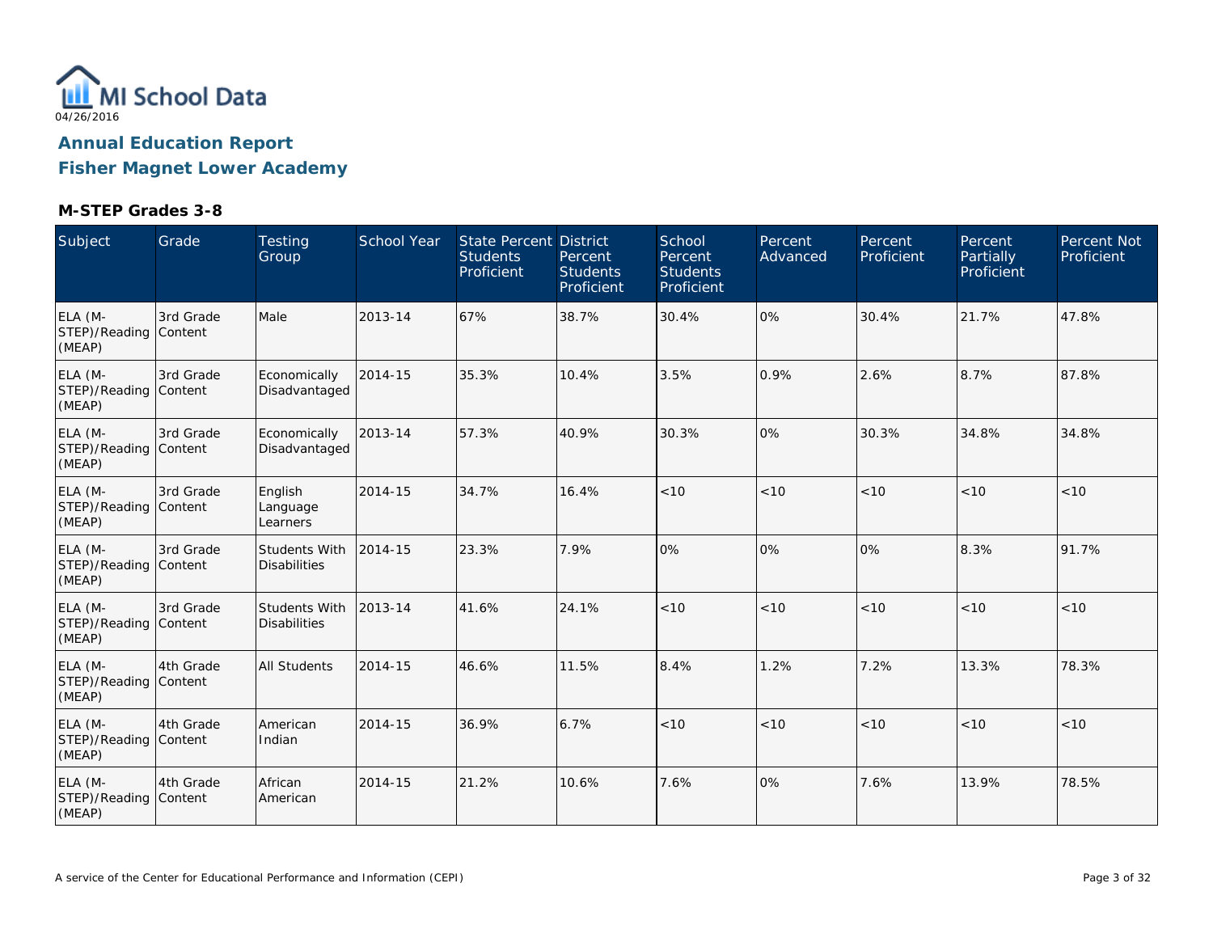MI School Data

04/26/2016

## Annual Education Report

## Fisher Magnet Lower Academy

### M-STEP Grades 3-8

| Subject | Grade | Testing Group | School Year | State Percent Students Proficient | District Percent Students Proficient | School Percent Students Proficient | Percent Advanced | Percent Proficient | Percent Partially Proficient | Percent Not Proficient |
|---|---|---|---|---|---|---|---|---|---|---|
| ELA (M-STEP)/Reading (MEAP) | 3rd Grade Content | Male | 2013-14 | 67% | 38.7% | 30.4% | 0% | 30.4% | 21.7% | 47.8% |
| ELA (M-STEP)/Reading (MEAP) | 3rd Grade Content | Economically Disadvantaged | 2014-15 | 35.3% | 10.4% | 3.5% | 0.9% | 2.6% | 8.7% | 87.8% |
| ELA (M-STEP)/Reading (MEAP) | 3rd Grade Content | Economically Disadvantaged | 2013-14 | 57.3% | 40.9% | 30.3% | 0% | 30.3% | 34.8% | 34.8% |
| ELA (M-STEP)/Reading (MEAP) | 3rd Grade Content | English Language Learners | 2014-15 | 34.7% | 16.4% | <10 | <10 | <10 | <10 | <10 |
| ELA (M-STEP)/Reading (MEAP) | 3rd Grade Content | Students With Disabilities | 2014-15 | 23.3% | 7.9% | 0% | 0% | 0% | 8.3% | 91.7% |
| ELA (M-STEP)/Reading (MEAP) | 3rd Grade Content | Students With Disabilities | 2013-14 | 41.6% | 24.1% | <10 | <10 | <10 | <10 | <10 |
| ELA (M-STEP)/Reading (MEAP) | 4th Grade Content | All Students | 2014-15 | 46.6% | 11.5% | 8.4% | 1.2% | 7.2% | 13.3% | 78.3% |
| ELA (M-STEP)/Reading (MEAP) | 4th Grade Content | American Indian | 2014-15 | 36.9% | 6.7% | <10 | <10 | <10 | <10 | <10 |
| ELA (M-STEP)/Reading (MEAP) | 4th Grade Content | African American | 2014-15 | 21.2% | 10.6% | 7.6% | 0% | 7.6% | 13.9% | 78.5% |

A service of the Center for Educational Performance and Information (CEPI)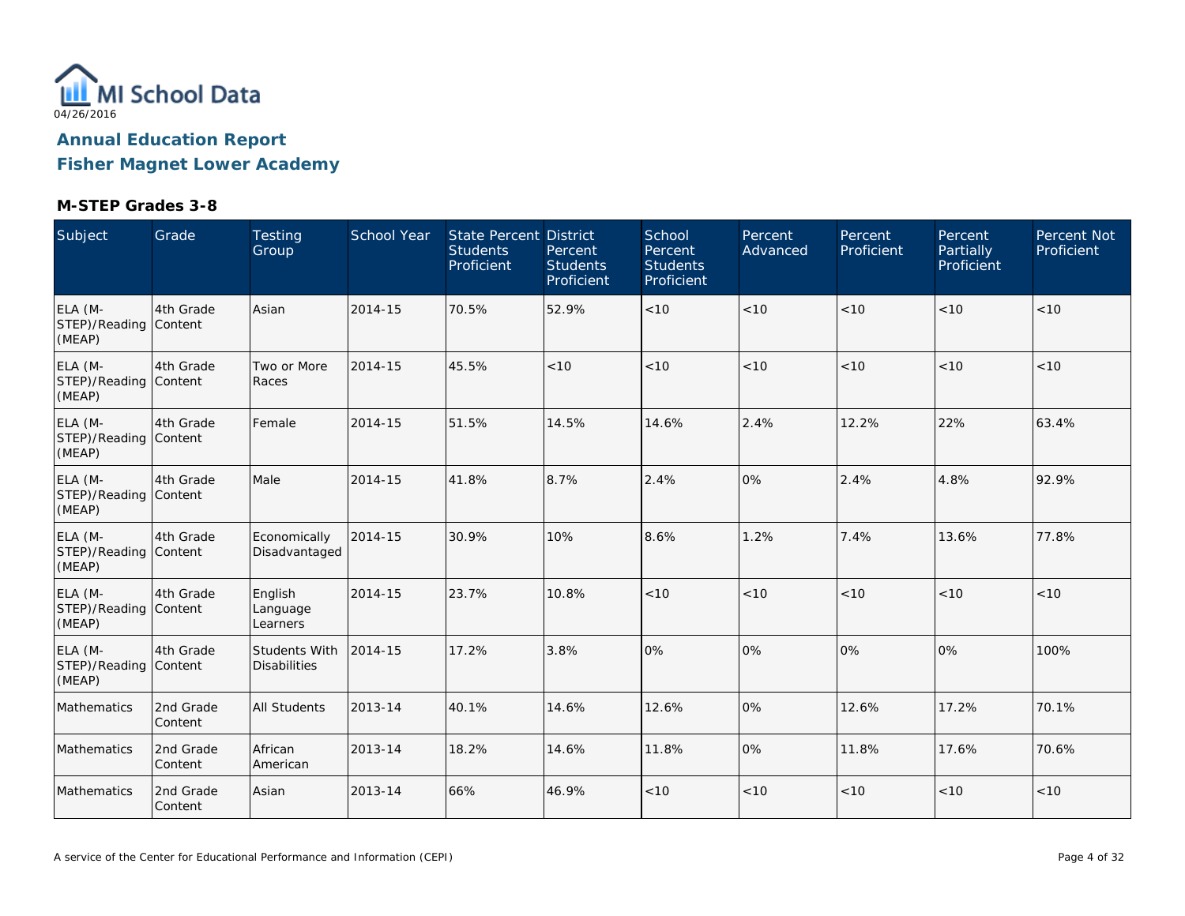04/26/2016

# Annual Education Report

## Fisher Magnet Lower Academy

### M-STEP Grades 3-8

| Subject | Grade | Testing Group | School Year | State Percent Students Proficient | District Percent Students Proficient | School Percent Students Proficient | Percent Advanced | Percent Proficient | Percent Partially Proficient | Percent Not Proficient |
|---|---|---|---|---|---|---|---|---|---|---|
| ELA (M-STEP)/Reading (MEAP) | 4th Grade Content | Asian | 2014-15 | 70.5% | 52.9% | <10 | <10 | <10 | <10 | <10 |
| ELA (M-STEP)/Reading (MEAP) | 4th Grade Content | Two or More Races | 2014-15 | 45.5% | <10 | <10 | <10 | <10 | <10 | <10 |
| ELA (M-STEP)/Reading (MEAP) | 4th Grade Content | Female | 2014-15 | 51.5% | 14.5% | 14.6% | 2.4% | 12.2% | 22% | 63.4% |
| ELA (M-STEP)/Reading (MEAP) | 4th Grade Content | Male | 2014-15 | 41.8% | 8.7% | 2.4% | 0% | 2.4% | 4.8% | 92.9% |
| ELA (M-STEP)/Reading (MEAP) | 4th Grade Content | Economically Disadvantaged | 2014-15 | 30.9% | 10% | 8.6% | 1.2% | 7.4% | 13.6% | 77.8% |
| ELA (M-STEP)/Reading (MEAP) | 4th Grade Content | English Language Learners | 2014-15 | 23.7% | 10.8% | <10 | <10 | <10 | <10 | <10 |
| ELA (M-STEP)/Reading (MEAP) | 4th Grade Content | Students With Disabilities | 2014-15 | 17.2% | 3.8% | 0% | 0% | 0% | 0% | 100% |
| Mathematics | 2nd Grade Content | All Students | 2013-14 | 40.1% | 14.6% | 12.6% | 0% | 12.6% | 17.2% | 70.1% |
| Mathematics | 2nd Grade Content | African American | 2013-14 | 18.2% | 14.6% | 11.8% | 0% | 11.8% | 17.6% | 70.6% |
| Mathematics | 2nd Grade Content | Asian | 2013-14 | 66% | 46.9% | <10 | <10 | <10 | <10 | <10 |

A service of the Center for Educational Performance and Information (CEPI)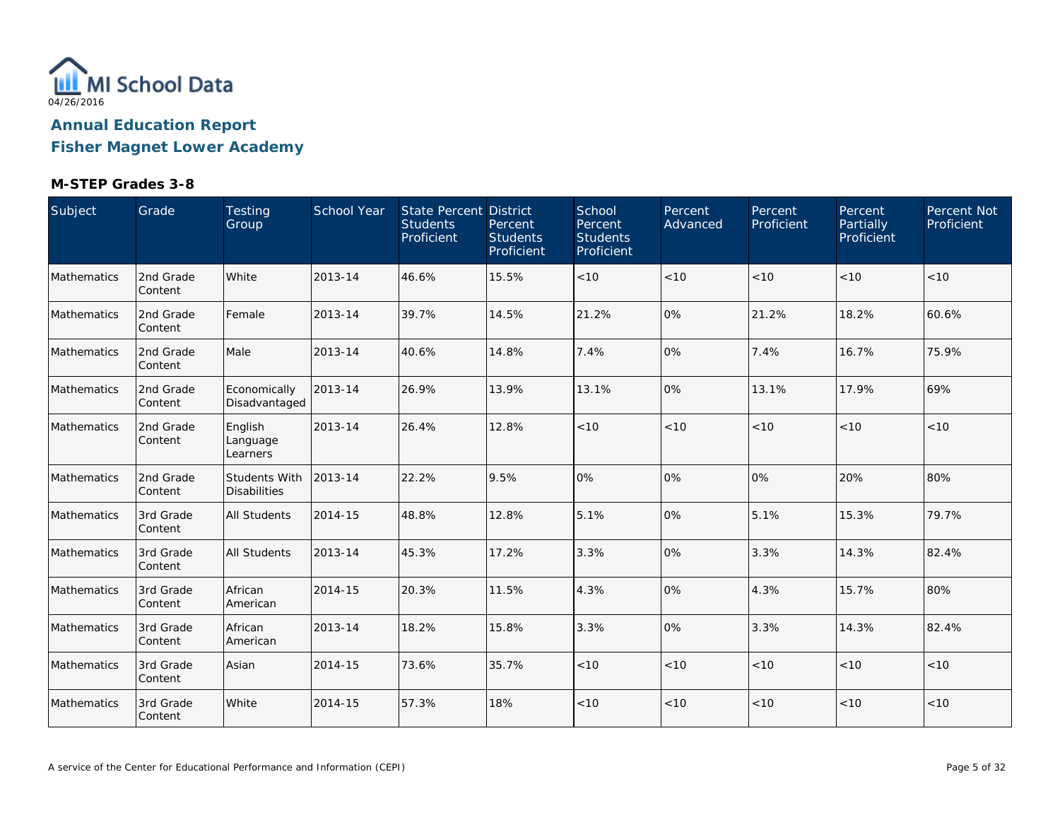# Annual Education Report

## Fisher Magnet Lower Academy

### M-STEP Grades 3-8

| Subject | Grade | Testing Group | School Year | State Percent Students Proficient | District Percent Students Proficient | School Percent Students Proficient | Percent Advanced | Percent Proficient | Percent Partially Proficient | Percent Not Proficient |
|---|---|---|---|---|---|---|---|---|---|---|
| Mathematics | 2nd Grade Content | White | 2013-14 | 46.6% | 15.5% | <10 | <10 | <10 | <10 | <10 |
| Mathematics | 2nd Grade Content | Female | 2013-14 | 39.7% | 14.5% | 21.2% | 0% | 21.2% | 18.2% | 60.6% |
| Mathematics | 2nd Grade Content | Male | 2013-14 | 40.6% | 14.8% | 7.4% | 0% | 7.4% | 16.7% | 75.9% |
| Mathematics | 2nd Grade Content | Economically Disadvantaged | 2013-14 | 26.9% | 13.9% | 13.1% | 0% | 13.1% | 17.9% | 69% |
| Mathematics | 2nd Grade Content | English Language Learners | 2013-14 | 26.4% | 12.8% | <10 | <10 | <10 | <10 | <10 |
| Mathematics | 2nd Grade Content | Students With Disabilities | 2013-14 | 22.2% | 9.5% | 0% | 0% | 0% | 20% | 80% |
| Mathematics | 3rd Grade Content | All Students | 2014-15 | 48.8% | 12.8% | 5.1% | 0% | 5.1% | 15.3% | 79.7% |
| Mathematics | 3rd Grade Content | All Students | 2013-14 | 45.3% | 17.2% | 3.3% | 0% | 3.3% | 14.3% | 82.4% |
| Mathematics | 3rd Grade Content | African American | 2014-15 | 20.3% | 11.5% | 4.3% | 0% | 4.3% | 15.7% | 80% |
| Mathematics | 3rd Grade Content | African American | 2013-14 | 18.2% | 15.8% | 3.3% | 0% | 3.3% | 14.3% | 82.4% |
| Mathematics | 3rd Grade Content | Asian | 2014-15 | 73.6% | 35.7% | <10 | <10 | <10 | <10 | <10 |
| Mathematics | 3rd Grade Content | White | 2014-15 | 57.3% | 18% | <10 | <10 | <10 | <10 | <10 |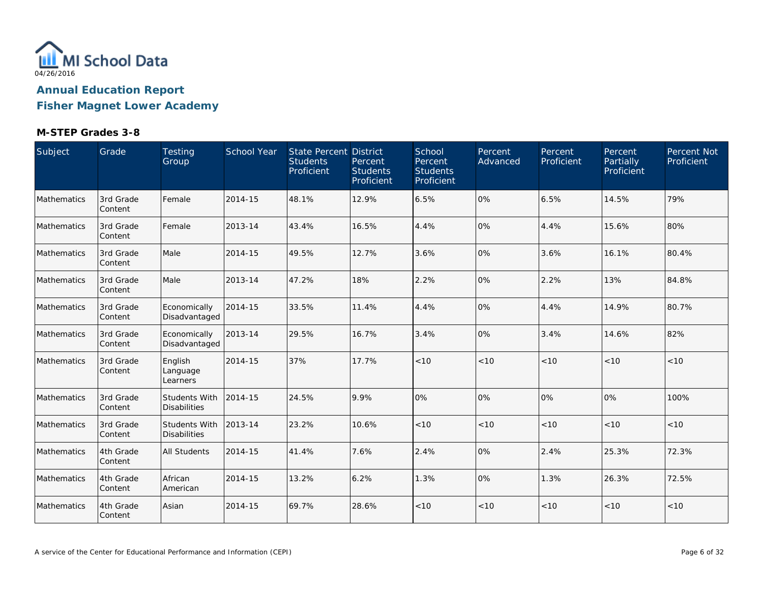MI School Data

04/26/2016

## Annual Education Report
## Fisher Magnet Lower Academy

### M-STEP Grades 3-8

| Subject | Grade | Testing Group | School Year | State Percent Students Proficient | District Percent Students Proficient | School Percent Students Proficient | Percent Advanced | Percent Proficient | Percent Partially Proficient | Percent Not Proficient |
|---|---|---|---|---|---|---|---|---|---|---|
| Mathematics | 3rd Grade Content | Female | 2014-15 | 48.1% | 12.9% | 6.5% | 0% | 6.5% | 14.5% | 79% |
| Mathematics | 3rd Grade Content | Female | 2013-14 | 43.4% | 16.5% | 4.4% | 0% | 4.4% | 15.6% | 80% |
| Mathematics | 3rd Grade Content | Male | 2014-15 | 49.5% | 12.7% | 3.6% | 0% | 3.6% | 16.1% | 80.4% |
| Mathematics | 3rd Grade Content | Male | 2013-14 | 47.2% | 18% | 2.2% | 0% | 2.2% | 13% | 84.8% |
| Mathematics | 3rd Grade Content | Economically Disadvantaged | 2014-15 | 33.5% | 11.4% | 4.4% | 0% | 4.4% | 14.9% | 80.7% |
| Mathematics | 3rd Grade Content | Economically Disadvantaged | 2013-14 | 29.5% | 16.7% | 3.4% | 0% | 3.4% | 14.6% | 82% |
| Mathematics | 3rd Grade Content | English Language Learners | 2014-15 | 37% | 17.7% | <10 | <10 | <10 | <10 | <10 |
| Mathematics | 3rd Grade Content | Students With Disabilities | 2014-15 | 24.5% | 9.9% | 0% | 0% | 0% | 0% | 100% |
| Mathematics | 3rd Grade Content | Students With Disabilities | 2013-14 | 23.2% | 10.6% | <10 | <10 | <10 | <10 | <10 |
| Mathematics | 4th Grade Content | All Students | 2014-15 | 41.4% | 7.6% | 2.4% | 0% | 2.4% | 25.3% | 72.3% |
| Mathematics | 4th Grade Content | African American | 2014-15 | 13.2% | 6.2% | 1.3% | 0% | 1.3% | 26.3% | 72.5% |
| Mathematics | 4th Grade Content | Asian | 2014-15 | 69.7% | 28.6% | <10 | <10 | <10 | <10 | <10 |

A service of the Center for Educational Performance and Information (CEPI)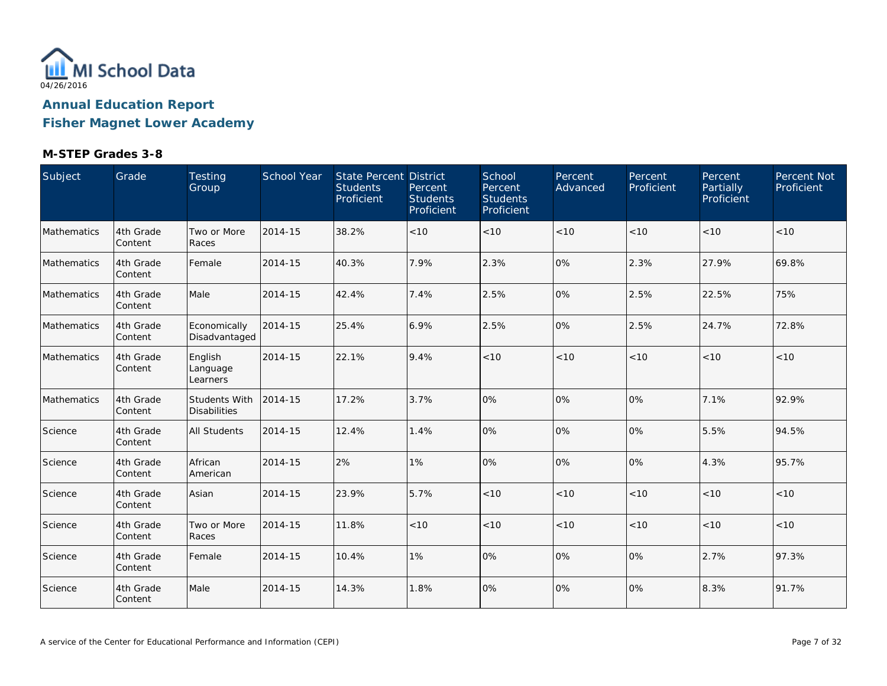MI School Data

04/26/2016

## Annual Education Report

## Fisher Magnet Lower Academy

### M-STEP Grades 3-8

| Subject | Grade | Testing Group | School Year | State Percent Students Proficient | District Percent Students Proficient | School Percent Students Proficient | Percent Advanced | Percent Proficient | Percent Partially Proficient | Percent Not Proficient |
|---|---|---|---|---|---|---|---|---|---|---|
| Mathematics | 4th Grade Content | Two or More Races | 2014-15 | 38.2% | <10 | <10 | <10 | <10 | <10 | <10 |
| Mathematics | 4th Grade Content | Female | 2014-15 | 40.3% | 7.9% | 2.3% | 0% | 2.3% | 27.9% | 69.8% |
| Mathematics | 4th Grade Content | Male | 2014-15 | 42.4% | 7.4% | 2.5% | 0% | 2.5% | 22.5% | 75% |
| Mathematics | 4th Grade Content | Economically Disadvantaged | 2014-15 | 25.4% | 6.9% | 2.5% | 0% | 2.5% | 24.7% | 72.8% |
| Mathematics | 4th Grade Content | English Language Learners | 2014-15 | 22.1% | 9.4% | <10 | <10 | <10 | <10 | <10 |
| Mathematics | 4th Grade Content | Students With Disabilities | 2014-15 | 17.2% | 3.7% | 0% | 0% | 0% | 7.1% | 92.9% |
| Science | 4th Grade Content | All Students | 2014-15 | 12.4% | 1.4% | 0% | 0% | 0% | 5.5% | 94.5% |
| Science | 4th Grade Content | African American | 2014-15 | 2% | 1% | 0% | 0% | 0% | 4.3% | 95.7% |
| Science | 4th Grade Content | Asian | 2014-15 | 23.9% | 5.7% | <10 | <10 | <10 | <10 | <10 |
| Science | 4th Grade Content | Two or More Races | 2014-15 | 11.8% | <10 | <10 | <10 | <10 | <10 | <10 |
| Science | 4th Grade Content | Female | 2014-15 | 10.4% | 1% | 0% | 0% | 0% | 2.7% | 97.3% |
| Science | 4th Grade Content | Male | 2014-15 | 14.3% | 1.8% | 0% | 0% | 0% | 8.3% | 91.7% |

A service of the Center for Educational Performance and Information (CEPI)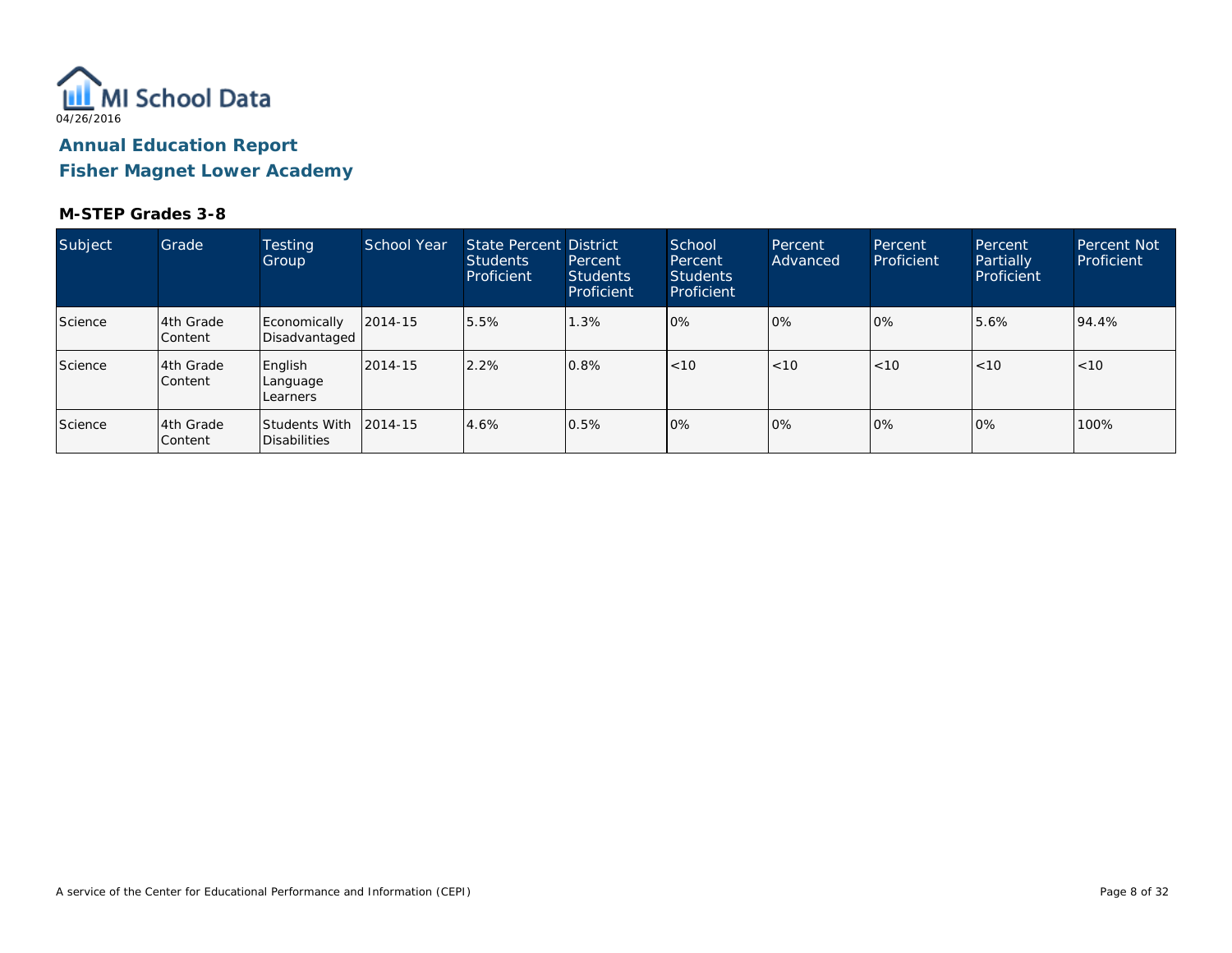MI School Data

04/26/2016

## Annual Education Report

## Fisher Magnet Lower Academy

### M-STEP Grades 3-8

| Subject | Grade | Testing Group | School Year | State Percent Students Proficient | District Percent Students Proficient | School Percent Students Proficient | Percent Advanced | Percent Proficient | Percent Partially Proficient | Percent Not Proficient |
|---|---|---|---|---|---|---|---|---|---|---|
| Science | 4th Grade Content | Economically Disadvantaged | 2014-15 | 5.5% | 1.3% | 0% | 0% | 0% | 5.6% | 94.4% |
| Science | 4th Grade Content | English Language Learners | 2014-15 | 2.2% | 0.8% | <10 | <10 | <10 | <10 | <10 |
| Science | 4th Grade Content | Students With Disabilities | 2014-15 | 4.6% | 0.5% | 0% | 0% | 0% | 0% | 100% |

A service of the Center for Educational Performance and Information (CEPI)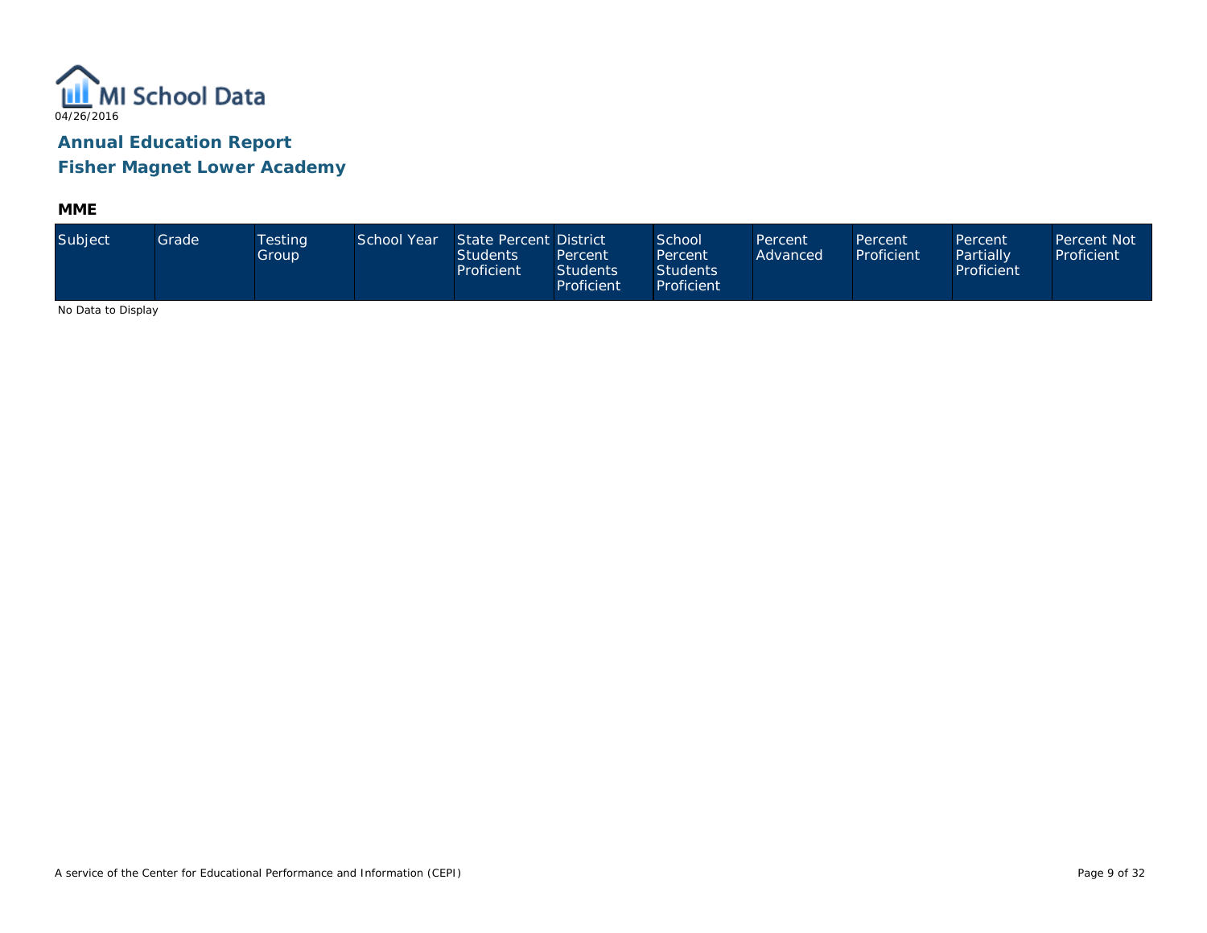# Annual Education Report

## Fisher Magnet Lower Academy

### MME

| Subject | Grade | Testing Group | School Year | State Percent Students Proficient | District Percent Students Proficient | School Percent Students Proficient | Percent Advanced | Percent Proficient | Percent Partially Proficient | Percent Not Proficient |
|---|---|---|---|---|---|---|---|---|---|---|

No Data to Display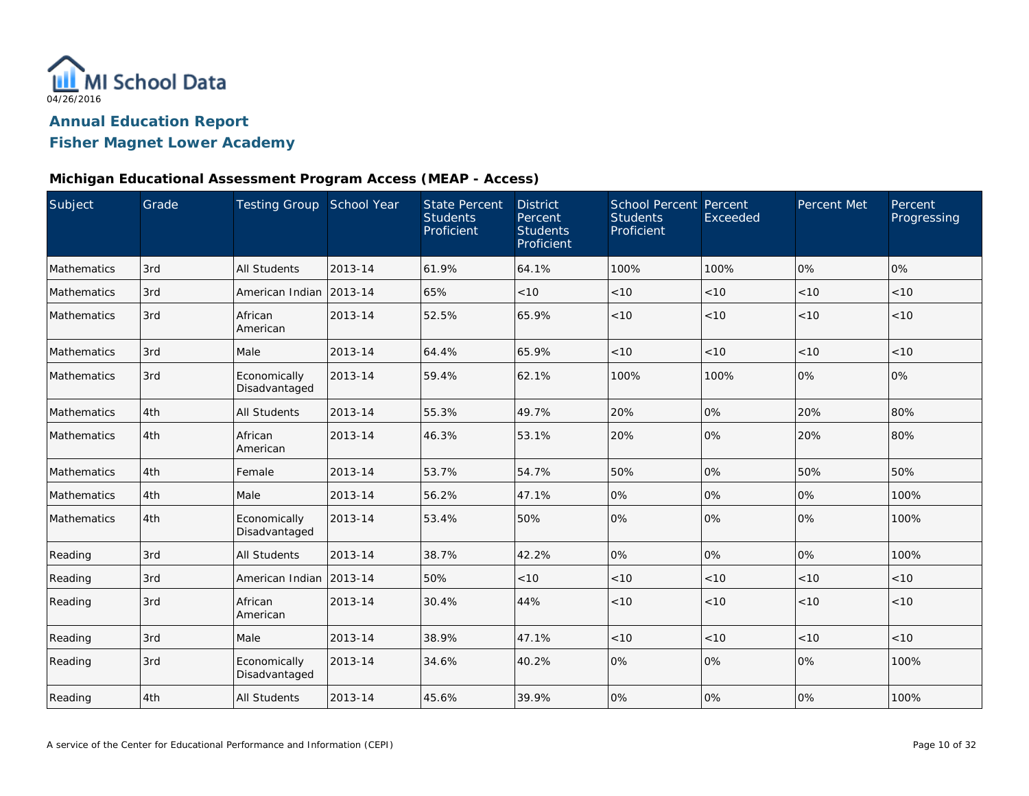MI School Data

04/26/2016

# Annual Education Report

## Fisher Magnet Lower Academy

### Michigan Educational Assessment Program Access (MEAP - Access)

| Subject | Grade | Testing Group | School Year | State Percent Students Proficient | District Percent Students Proficient | School Percent Students Proficient | Percent Exceeded | Percent Met | Percent Progressing |
|---|---|---|---|---|---|---|---|---|---|
| Mathematics | 3rd | All Students | 2013-14 | 61.9% | 64.1% | 100% | 100% | 0% | 0% |
| Mathematics | 3rd | American Indian | 2013-14 | 65% | <10 | <10 | <10 | <10 | <10 |
| Mathematics | 3rd | African American | 2013-14 | 52.5% | 65.9% | <10 | <10 | <10 | <10 |
| Mathematics | 3rd | Male | 2013-14 | 64.4% | 65.9% | <10 | <10 | <10 | <10 |
| Mathematics | 3rd | Economically Disadvantaged | 2013-14 | 59.4% | 62.1% | 100% | 100% | 0% | 0% |
| Mathematics | 4th | All Students | 2013-14 | 55.3% | 49.7% | 20% | 0% | 20% | 80% |
| Mathematics | 4th | African American | 2013-14 | 46.3% | 53.1% | 20% | 0% | 20% | 80% |
| Mathematics | 4th | Female | 2013-14 | 53.7% | 54.7% | 50% | 0% | 50% | 50% |
| Mathematics | 4th | Male | 2013-14 | 56.2% | 47.1% | 0% | 0% | 0% | 100% |
| Mathematics | 4th | Economically Disadvantaged | 2013-14 | 53.4% | 50% | 0% | 0% | 0% | 100% |
| Reading | 3rd | All Students | 2013-14 | 38.7% | 42.2% | 0% | 0% | 0% | 100% |
| Reading | 3rd | American Indian | 2013-14 | 50% | <10 | <10 | <10 | <10 | <10 |
| Reading | 3rd | African American | 2013-14 | 30.4% | 44% | <10 | <10 | <10 | <10 |
| Reading | 3rd | Male | 2013-14 | 38.9% | 47.1% | <10 | <10 | <10 | <10 |
| Reading | 3rd | Economically Disadvantaged | 2013-14 | 34.6% | 40.2% | 0% | 0% | 0% | 100% |
| Reading | 4th | All Students | 2013-14 | 45.6% | 39.9% | 0% | 0% | 0% | 100% |

A service of the Center for Educational Performance and Information (CEPI)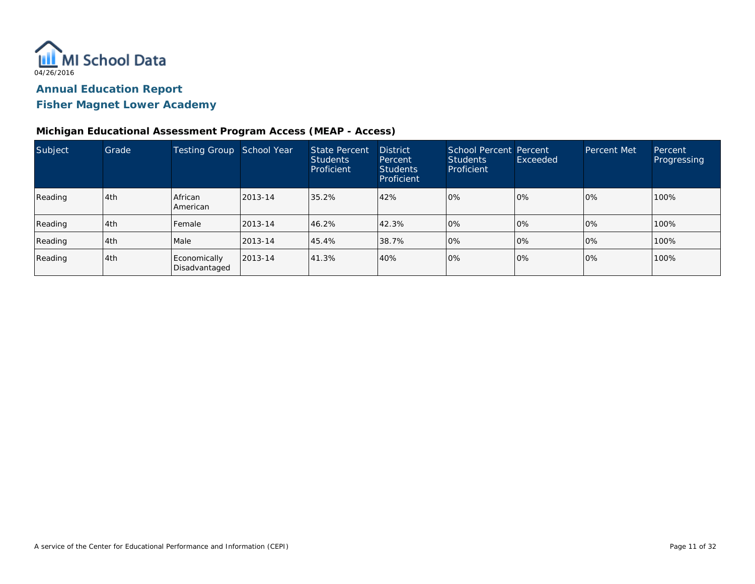MI School Data

04/26/2016

## Annual Education Report

## Fisher Magnet Lower Academy

### Michigan Educational Assessment Program Access (MEAP - Access)

| Subject | Grade | Testing Group | School Year | State Percent Students Proficient | District Percent Students Proficient | School Percent Students Proficient | Percent Exceeded | Percent Met | Percent Progressing |
|---|---|---|---|---|---|---|---|---|---|
| Reading | 4th | African American | 2013-14 | 35.2% | 42% | 0% | 0% | 0% | 100% |
| Reading | 4th | Female | 2013-14 | 46.2% | 42.3% | 0% | 0% | 0% | 100% |
| Reading | 4th | Male | 2013-14 | 45.4% | 38.7% | 0% | 0% | 0% | 100% |
| Reading | 4th | Economically Disadvantaged | 2013-14 | 41.3% | 40% | 0% | 0% | 0% | 100% |

A service of the Center for Educational Performance and Information (CEPI)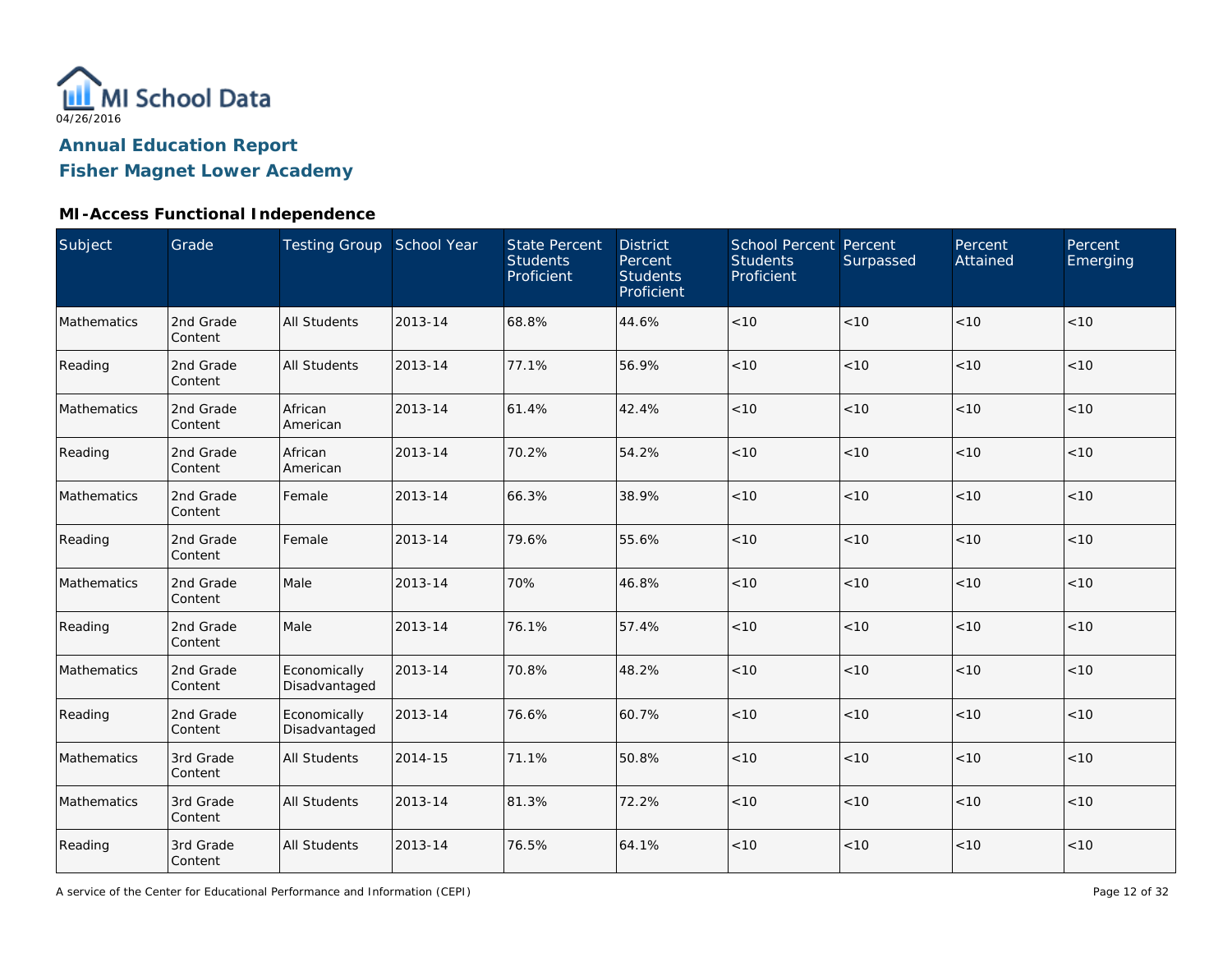04/26/2016

## Annual Education Report

## Fisher Magnet Lower Academy

### MI-Access Functional Independence

| Subject | Grade | Testing Group | School Year | State Percent Students Proficient | District Percent Students Proficient | School Percent Students Proficient | Percent Surpassed | Percent Attained | Percent Emerging |
|---|---|---|---|---|---|---|---|---|---|
| Mathematics | 2nd Grade Content | All Students | 2013-14 | 68.8% | 44.6% | <10 | <10 | <10 | <10 |
| Reading | 2nd Grade Content | All Students | 2013-14 | 77.1% | 56.9% | <10 | <10 | <10 | <10 |
| Mathematics | 2nd Grade Content | African American | 2013-14 | 61.4% | 42.4% | <10 | <10 | <10 | <10 |
| Reading | 2nd Grade Content | African American | 2013-14 | 70.2% | 54.2% | <10 | <10 | <10 | <10 |
| Mathematics | 2nd Grade Content | Female | 2013-14 | 66.3% | 38.9% | <10 | <10 | <10 | <10 |
| Reading | 2nd Grade Content | Female | 2013-14 | 79.6% | 55.6% | <10 | <10 | <10 | <10 |
| Mathematics | 2nd Grade Content | Male | 2013-14 | 70% | 46.8% | <10 | <10 | <10 | <10 |
| Reading | 2nd Grade Content | Male | 2013-14 | 76.1% | 57.4% | <10 | <10 | <10 | <10 |
| Mathematics | 2nd Grade Content | Economically Disadvantaged | 2013-14 | 70.8% | 48.2% | <10 | <10 | <10 | <10 |
| Reading | 2nd Grade Content | Economically Disadvantaged | 2013-14 | 76.6% | 60.7% | <10 | <10 | <10 | <10 |
| Mathematics | 3rd Grade Content | All Students | 2014-15 | 71.1% | 50.8% | <10 | <10 | <10 | <10 |
| Mathematics | 3rd Grade Content | All Students | 2013-14 | 81.3% | 72.2% | <10 | <10 | <10 | <10 |
| Reading | 3rd Grade Content | All Students | 2013-14 | 76.5% | 64.1% | <10 | <10 | <10 | <10 |

A service of the Center for Educational Performance and Information (CEPI)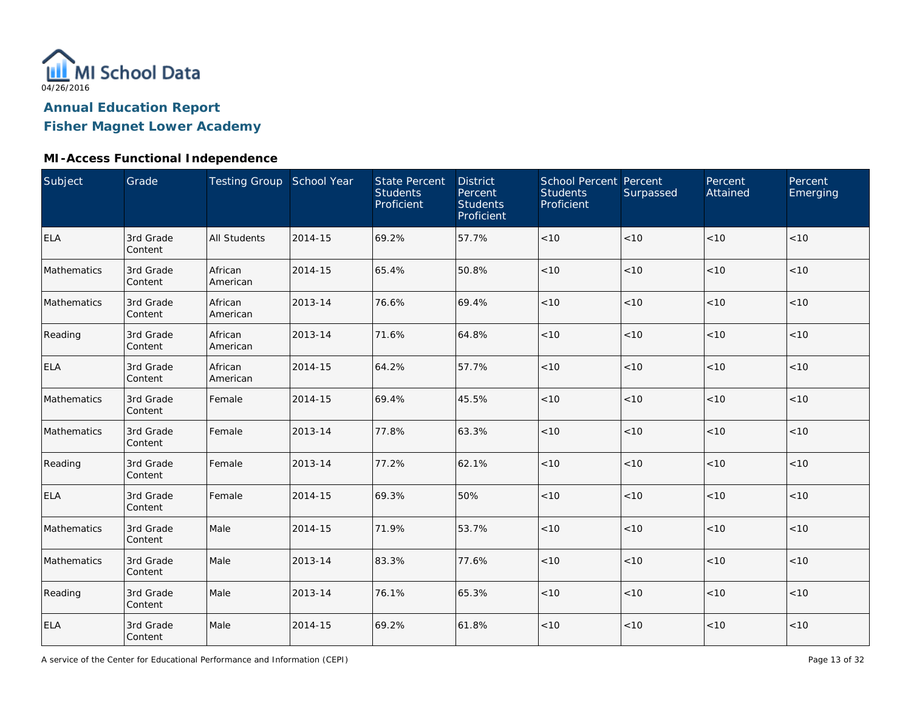MI School Data
04/26/2016

# Annual Education Report
## Fisher Magnet Lower Academy

### MI-Access Functional Independence

| Subject | Grade | Testing Group | School Year | State Percent Students Proficient | District Percent Students Proficient | School Percent Students Proficient | Percent Surpassed | Percent Attained | Percent Emerging |
|---|---|---|---|---|---|---|---|---|---|
| ELA | 3rd Grade Content | All Students | 2014-15 | 69.2% | 57.7% | <10 | <10 | <10 | <10 |
| Mathematics | 3rd Grade Content | African American | 2014-15 | 65.4% | 50.8% | <10 | <10 | <10 | <10 |
| Mathematics | 3rd Grade Content | African American | 2013-14 | 76.6% | 69.4% | <10 | <10 | <10 | <10 |
| Reading | 3rd Grade Content | African American | 2013-14 | 71.6% | 64.8% | <10 | <10 | <10 | <10 |
| ELA | 3rd Grade Content | African American | 2014-15 | 64.2% | 57.7% | <10 | <10 | <10 | <10 |
| Mathematics | 3rd Grade Content | Female | 2014-15 | 69.4% | 45.5% | <10 | <10 | <10 | <10 |
| Mathematics | 3rd Grade Content | Female | 2013-14 | 77.8% | 63.3% | <10 | <10 | <10 | <10 |
| Reading | 3rd Grade Content | Female | 2013-14 | 77.2% | 62.1% | <10 | <10 | <10 | <10 |
| ELA | 3rd Grade Content | Female | 2014-15 | 69.3% | 50% | <10 | <10 | <10 | <10 |
| Mathematics | 3rd Grade Content | Male | 2014-15 | 71.9% | 53.7% | <10 | <10 | <10 | <10 |
| Mathematics | 3rd Grade Content | Male | 2013-14 | 83.3% | 77.6% | <10 | <10 | <10 | <10 |
| Reading | 3rd Grade Content | Male | 2013-14 | 76.1% | 65.3% | <10 | <10 | <10 | <10 |
| ELA | 3rd Grade Content | Male | 2014-15 | 69.2% | 61.8% | <10 | <10 | <10 | <10 |

A service of the Center for Educational Performance and Information (CEPI)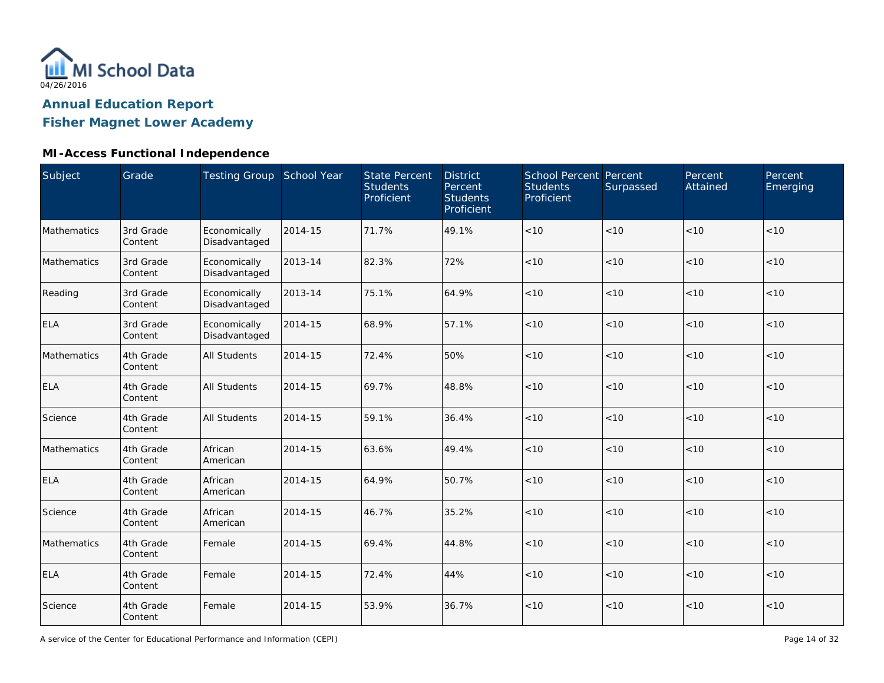MI School Data

04/26/2016

## Annual Education Report

## Fisher Magnet Lower Academy

### MI-Access Functional Independence

| Subject | Grade | Testing Group | School Year | State Percent Students Proficient | District Percent Students Proficient | School Percent Students Proficient | Percent Surpassed | Percent Attained | Percent Emerging |
|---|---|---|---|---|---|---|---|---|---|
| Mathematics | 3rd Grade Content | Economically Disadvantaged | 2014-15 | 71.7% | 49.1% | <10 | <10 | <10 | <10 |
| Mathematics | 3rd Grade Content | Economically Disadvantaged | 2013-14 | 82.3% | 72% | <10 | <10 | <10 | <10 |
| Reading | 3rd Grade Content | Economically Disadvantaged | 2013-14 | 75.1% | 64.9% | <10 | <10 | <10 | <10 |
| ELA | 3rd Grade Content | Economically Disadvantaged | 2014-15 | 68.9% | 57.1% | <10 | <10 | <10 | <10 |
| Mathematics | 4th Grade Content | All Students | 2014-15 | 72.4% | 50% | <10 | <10 | <10 | <10 |
| ELA | 4th Grade Content | All Students | 2014-15 | 69.7% | 48.8% | <10 | <10 | <10 | <10 |
| Science | 4th Grade Content | All Students | 2014-15 | 59.1% | 36.4% | <10 | <10 | <10 | <10 |
| Mathematics | 4th Grade Content | African American | 2014-15 | 63.6% | 49.4% | <10 | <10 | <10 | <10 |
| ELA | 4th Grade Content | African American | 2014-15 | 64.9% | 50.7% | <10 | <10 | <10 | <10 |
| Science | 4th Grade Content | African American | 2014-15 | 46.7% | 35.2% | <10 | <10 | <10 | <10 |
| Mathematics | 4th Grade Content | Female | 2014-15 | 69.4% | 44.8% | <10 | <10 | <10 | <10 |
| ELA | 4th Grade Content | Female | 2014-15 | 72.4% | 44% | <10 | <10 | <10 | <10 |
| Science | 4th Grade Content | Female | 2014-15 | 53.9% | 36.7% | <10 | <10 | <10 | <10 |

A service of the Center for Educational Performance and Information (CEPI)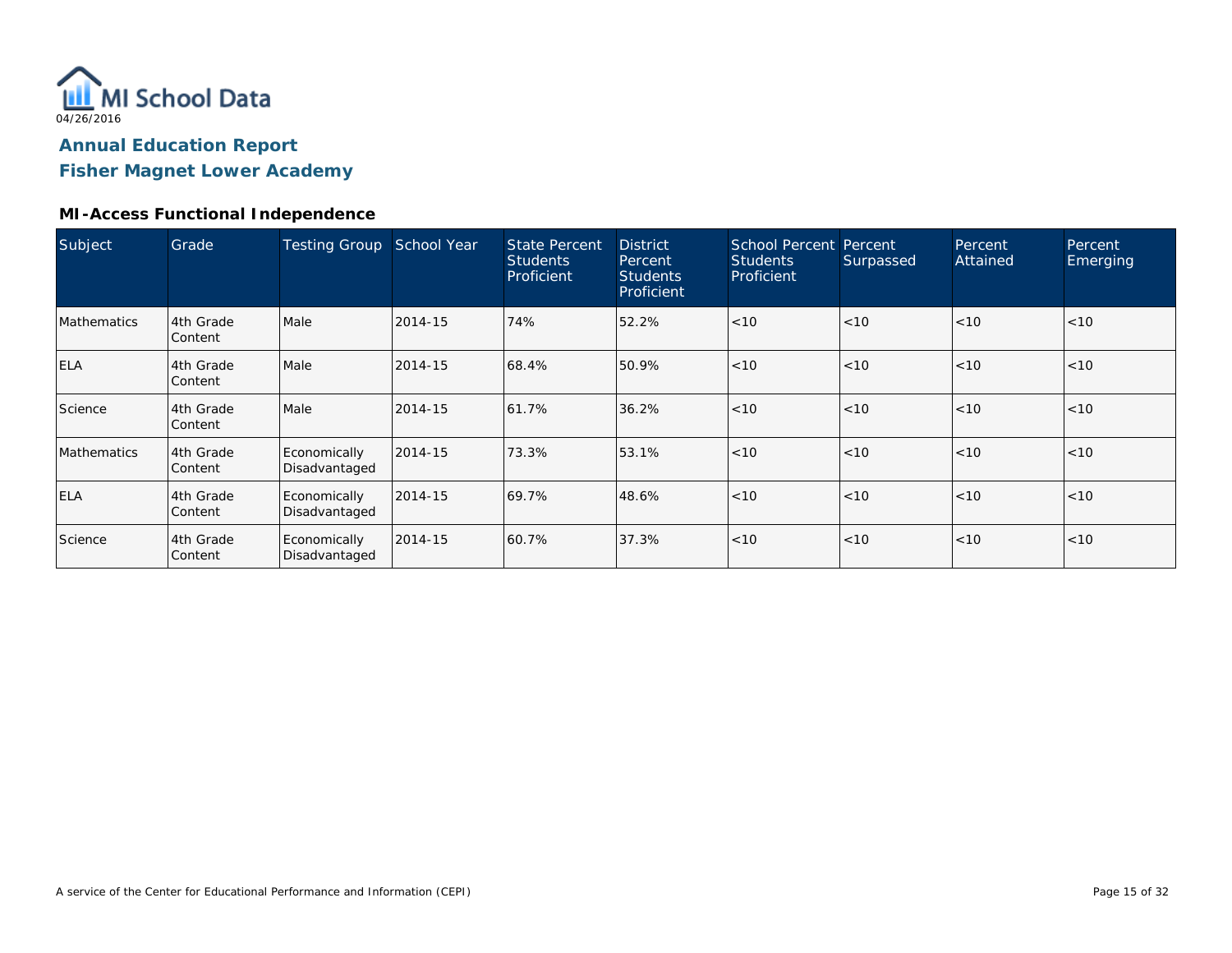MI School Data

04/26/2016

# Annual Education Report

## Fisher Magnet Lower Academy

### MI-Access Functional Independence

| Subject | Grade | Testing Group | School Year | State Percent Students Proficient | District Percent Students Proficient | School Percent Students Proficient | Percent Surpassed | Percent Attained | Percent Emerging |
|---|---|---|---|---|---|---|---|---|---|
| Mathematics | 4th Grade Content | Male | 2014-15 | 74% | 52.2% | <10 | <10 | <10 | <10 |
| ELA | 4th Grade Content | Male | 2014-15 | 68.4% | 50.9% | <10 | <10 | <10 | <10 |
| Science | 4th Grade Content | Male | 2014-15 | 61.7% | 36.2% | <10 | <10 | <10 | <10 |
| Mathematics | 4th Grade Content | Economically Disadvantaged | 2014-15 | 73.3% | 53.1% | <10 | <10 | <10 | <10 |
| ELA | 4th Grade Content | Economically Disadvantaged | 2014-15 | 69.7% | 48.6% | <10 | <10 | <10 | <10 |
| Science | 4th Grade Content | Economically Disadvantaged | 2014-15 | 60.7% | 37.3% | <10 | <10 | <10 | <10 |

A service of the Center for Educational Performance and Information (CEPI)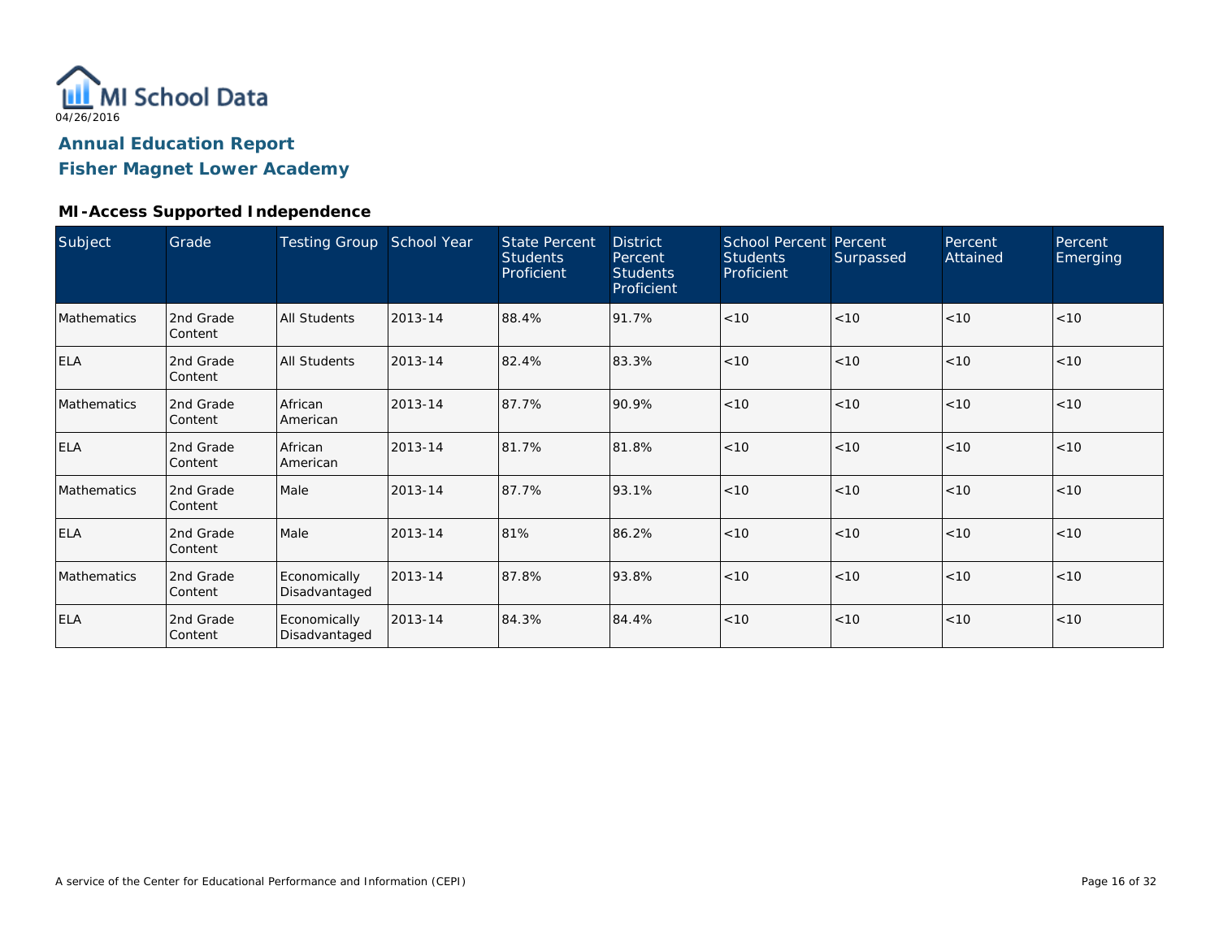# Annual Education Report

## Fisher Magnet Lower Academy

### MI-Access Supported Independence

| Subject | Grade | Testing Group | School Year | State Percent Students Proficient | District Percent Students Proficient | School Percent Students Proficient | Percent Surpassed | Percent Attained | Percent Emerging |
|---|---|---|---|---|---|---|---|---|---|
| Mathematics | 2nd Grade Content | All Students | 2013-14 | 88.4% | 91.7% | <10 | <10 | <10 | <10 |
| ELA | 2nd Grade Content | All Students | 2013-14 | 82.4% | 83.3% | <10 | <10 | <10 | <10 |
| Mathematics | 2nd Grade Content | African American | 2013-14 | 87.7% | 90.9% | <10 | <10 | <10 | <10 |
| ELA | 2nd Grade Content | African American | 2013-14 | 81.7% | 81.8% | <10 | <10 | <10 | <10 |
| Mathematics | 2nd Grade Content | Male | 2013-14 | 87.7% | 93.1% | <10 | <10 | <10 | <10 |
| ELA | 2nd Grade Content | Male | 2013-14 | 81% | 86.2% | <10 | <10 | <10 | <10 |
| Mathematics | 2nd Grade Content | Economically Disadvantaged | 2013-14 | 87.8% | 93.8% | <10 | <10 | <10 | <10 |
| ELA | 2nd Grade Content | Economically Disadvantaged | 2013-14 | 84.3% | 84.4% | <10 | <10 | <10 | <10 |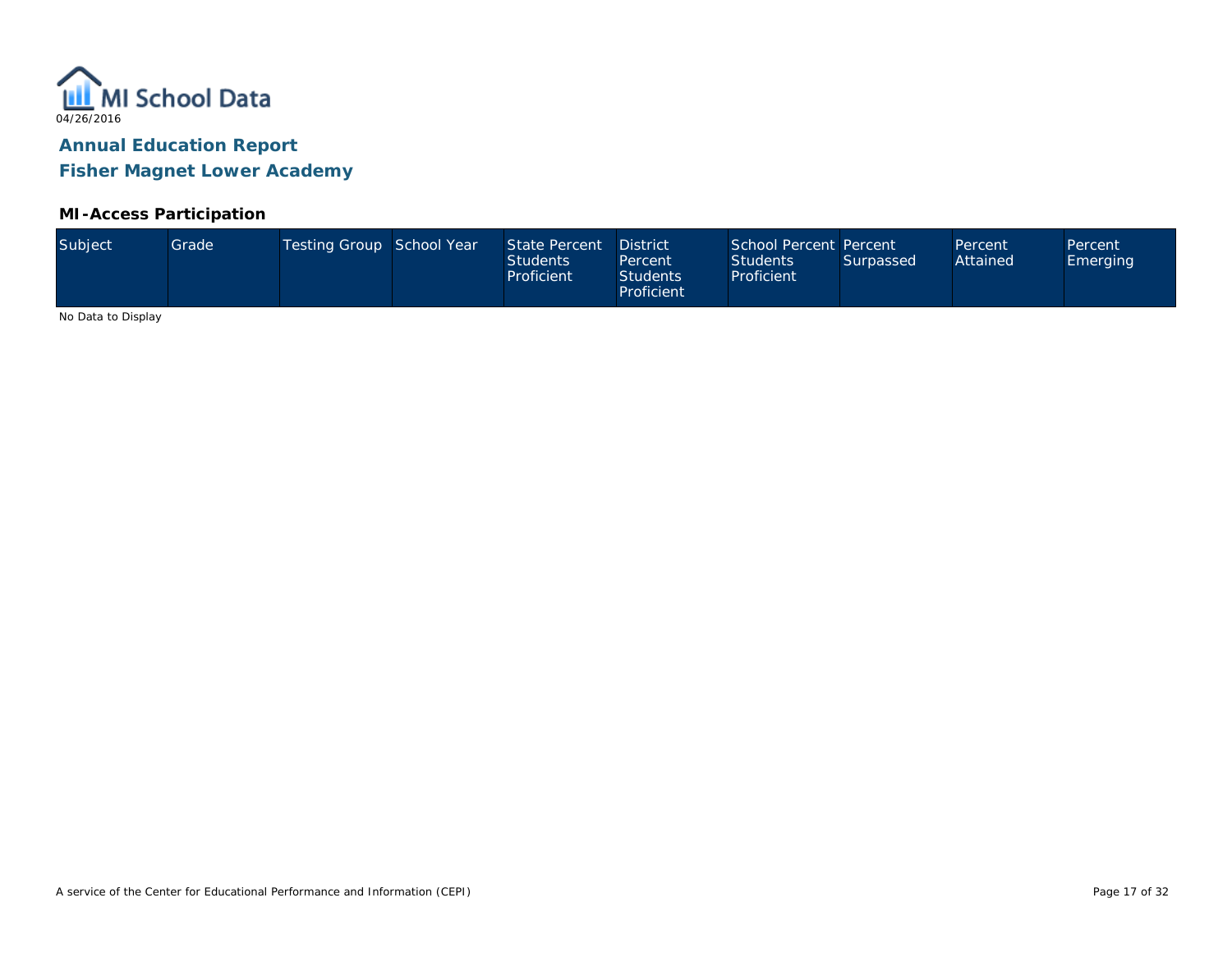MI School Data

04/26/2016

## Annual Education Report

## Fisher Magnet Lower Academy

### MI-Access Participation

| Subject | Grade | Testing Group | School Year | State Percent Students Proficient | District Percent Students Proficient | School Percent Students Proficient | Percent Surpassed | Percent Attained | Percent Emerging |
|---|---|---|---|---|---|---|---|---|---|

No Data to Display

A service of the Center for Educational Performance and Information (CEPI)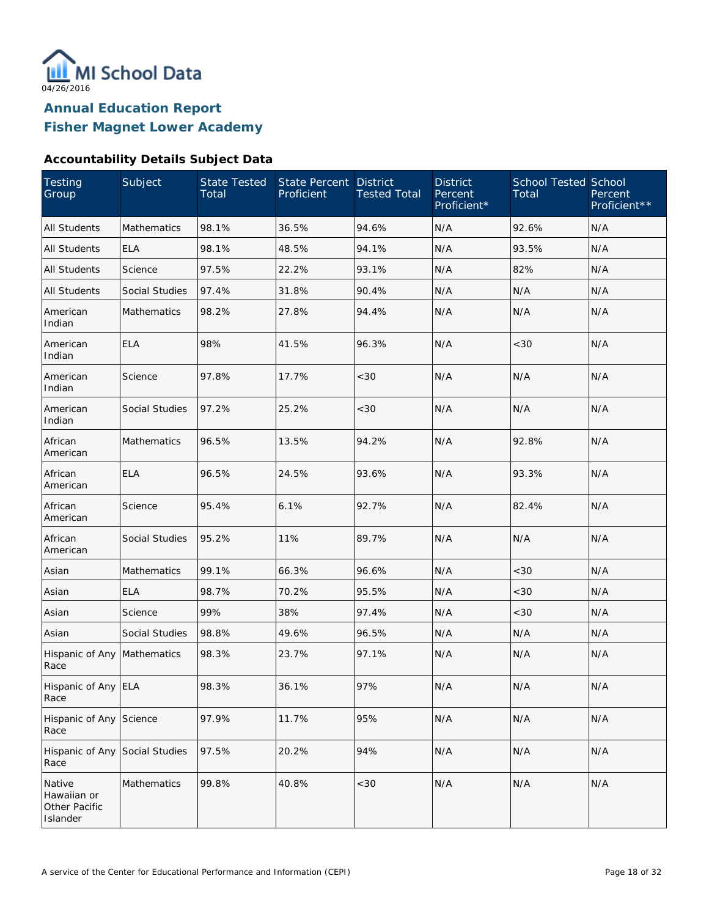MI School Data

04/26/2016

# Annual Education Report

# Fisher Magnet Lower Academy

### Accountability Details Subject Data

| Testing Group | Subject | State Tested Total | State Percent Proficient | District Tested Total | District Percent Proficient* | School Tested Total | School Percent Proficient** |
|---|---|---|---|---|---|---|---|
| All Students | Mathematics | 98.1% | 36.5% | 94.6% | N/A | 92.6% | N/A |
| All Students | ELA | 98.1% | 48.5% | 94.1% | N/A | 93.5% | N/A |
| All Students | Science | 97.5% | 22.2% | 93.1% | N/A | 82% | N/A |
| All Students | Social Studies | 97.4% | 31.8% | 90.4% | N/A | N/A | N/A |
| American Indian | Mathematics | 98.2% | 27.8% | 94.4% | N/A | N/A | N/A |
| American Indian | ELA | 98% | 41.5% | 96.3% | N/A | <30 | N/A |
| American Indian | Science | 97.8% | 17.7% | <30 | N/A | N/A | N/A |
| American Indian | Social Studies | 97.2% | 25.2% | <30 | N/A | N/A | N/A |
| African American | Mathematics | 96.5% | 13.5% | 94.2% | N/A | 92.8% | N/A |
| African American | ELA | 96.5% | 24.5% | 93.6% | N/A | 93.3% | N/A |
| African American | Science | 95.4% | 6.1% | 92.7% | N/A | 82.4% | N/A |
| African American | Social Studies | 95.2% | 11% | 89.7% | N/A | N/A | N/A |
| Asian | Mathematics | 99.1% | 66.3% | 96.6% | N/A | <30 | N/A |
| Asian | ELA | 98.7% | 70.2% | 95.5% | N/A | <30 | N/A |
| Asian | Science | 99% | 38% | 97.4% | N/A | <30 | N/A |
| Asian | Social Studies | 98.8% | 49.6% | 96.5% | N/A | N/A | N/A |
| Hispanic of Any Race | Mathematics | 98.3% | 23.7% | 97.1% | N/A | N/A | N/A |
| Hispanic of Any Race | ELA | 98.3% | 36.1% | 97% | N/A | N/A | N/A |
| Hispanic of Any Race | Science | 97.9% | 11.7% | 95% | N/A | N/A | N/A |
| Hispanic of Any Race | Social Studies | 97.5% | 20.2% | 94% | N/A | N/A | N/A |
| Native Hawaiian or Other Pacific Islander | Mathematics | 99.8% | 40.8% | <30 | N/A | N/A | N/A |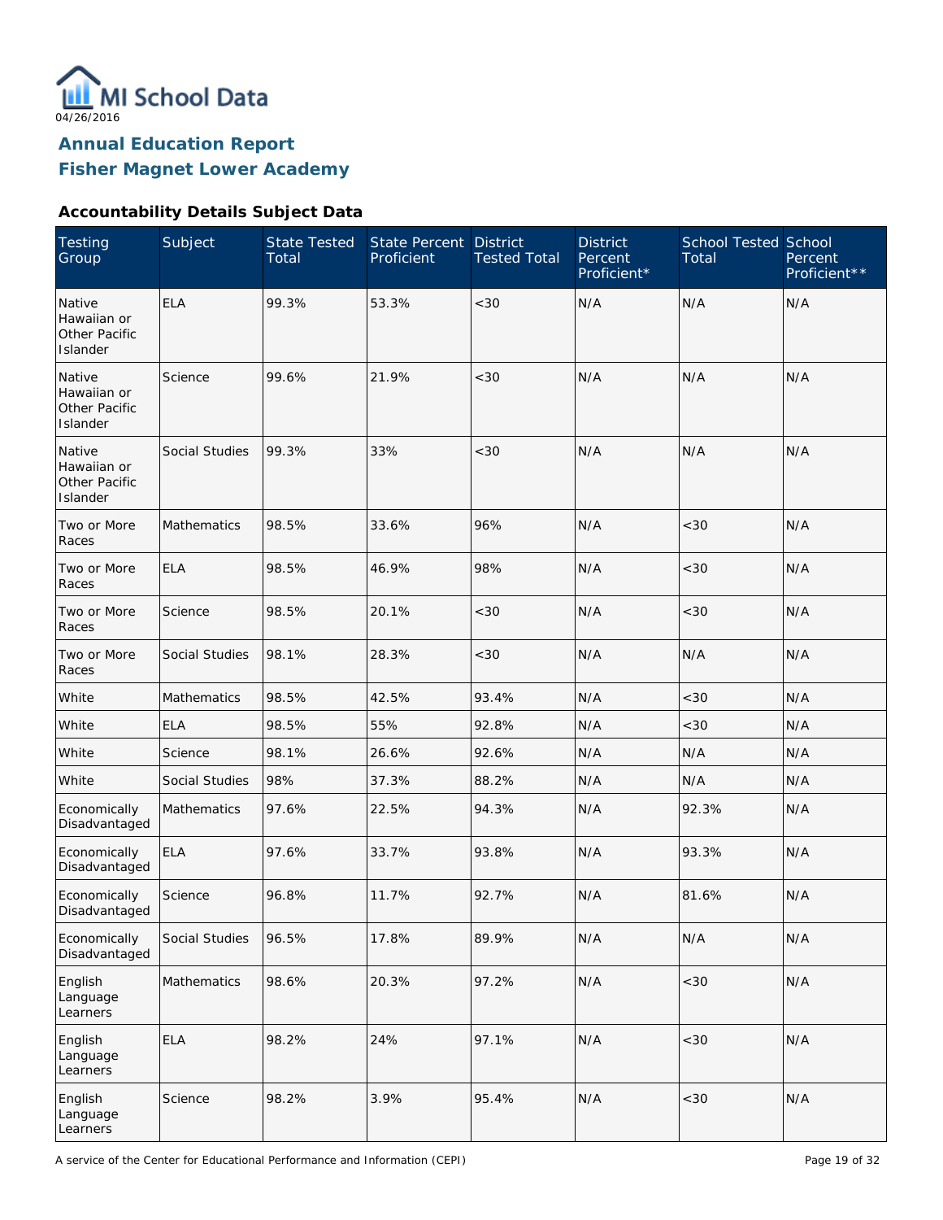04/26/2016

# Annual Education Report
## Fisher Magnet Lower Academy

### Accountability Details Subject Data

| Testing Group | Subject | State Tested Total | State Percent Proficient | District Tested Total | District Percent Proficient* | School Tested Total | School Percent Proficient** |
|---|---|---|---|---|---|---|---|
| Native Hawaiian or Other Pacific Islander | ELA | 99.3% | 53.3% | <30 | N/A | N/A | N/A |
| Native Hawaiian or Other Pacific Islander | Science | 99.6% | 21.9% | <30 | N/A | N/A | N/A |
| Native Hawaiian or Other Pacific Islander | Social Studies | 99.3% | 33% | <30 | N/A | N/A | N/A |
| Two or More Races | Mathematics | 98.5% | 33.6% | 96% | N/A | <30 | N/A |
| Two or More Races | ELA | 98.5% | 46.9% | 98% | N/A | <30 | N/A |
| Two or More Races | Science | 98.5% | 20.1% | <30 | N/A | <30 | N/A |
| Two or More Races | Social Studies | 98.1% | 28.3% | <30 | N/A | N/A | N/A |
| White | Mathematics | 98.5% | 42.5% | 93.4% | N/A | <30 | N/A |
| White | ELA | 98.5% | 55% | 92.8% | N/A | <30 | N/A |
| White | Science | 98.1% | 26.6% | 92.6% | N/A | N/A | N/A |
| White | Social Studies | 98% | 37.3% | 88.2% | N/A | N/A | N/A |
| Economically Disadvantaged | Mathematics | 97.6% | 22.5% | 94.3% | N/A | 92.3% | N/A |
| Economically Disadvantaged | ELA | 97.6% | 33.7% | 93.8% | N/A | 93.3% | N/A |
| Economically Disadvantaged | Science | 96.8% | 11.7% | 92.7% | N/A | 81.6% | N/A |
| Economically Disadvantaged | Social Studies | 96.5% | 17.8% | 89.9% | N/A | N/A | N/A |
| English Language Learners | Mathematics | 98.6% | 20.3% | 97.2% | N/A | <30 | N/A |
| English Language Learners | ELA | 98.2% | 24% | 97.1% | N/A | <30 | N/A |
| English Language Learners | Science | 98.2% | 3.9% | 95.4% | N/A | <30 | N/A |

A service of the Center for Educational Performance and Information (CEPI)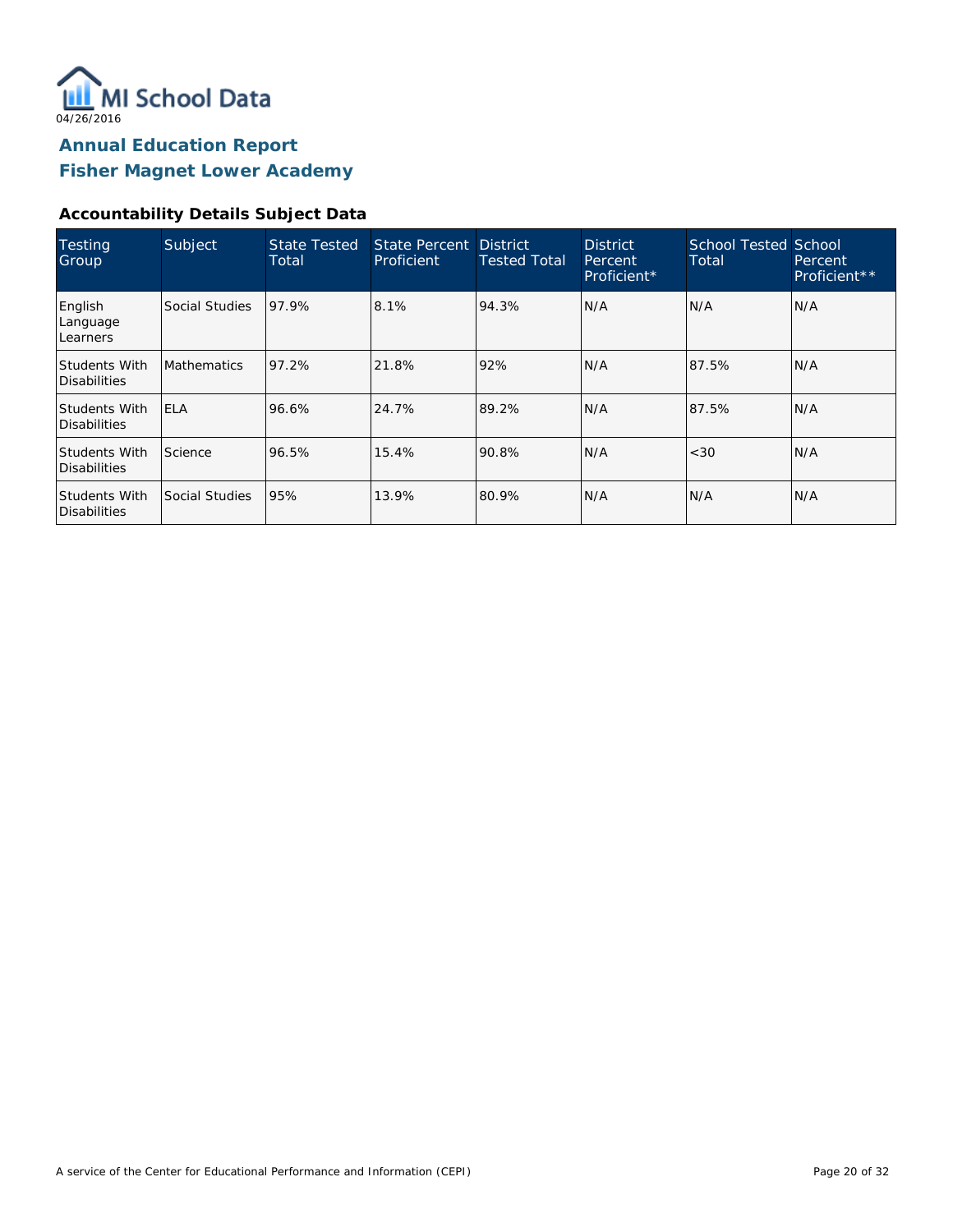MI School Data

04/26/2016

## Annual Education Report
## Fisher Magnet Lower Academy

### Accountability Details Subject Data

| Testing Group | Subject | State Tested Total | State Percent Proficient | District Tested Total | District Percent Proficient* | School Tested Total | School Percent Proficient** |
|---|---|---|---|---|---|---|---|
| English Language Learners | Social Studies | 97.9% | 8.1% | 94.3% | N/A | N/A | N/A |
| Students With Disabilities | Mathematics | 97.2% | 21.8% | 92% | N/A | 87.5% | N/A |
| Students With Disabilities | ELA | 96.6% | 24.7% | 89.2% | N/A | 87.5% | N/A |
| Students With Disabilities | Science | 96.5% | 15.4% | 90.8% | N/A | <30 | N/A |
| Students With Disabilities | Social Studies | 95% | 13.9% | 80.9% | N/A | N/A | N/A |

A service of the Center for Educational Performance and Information (CEPI)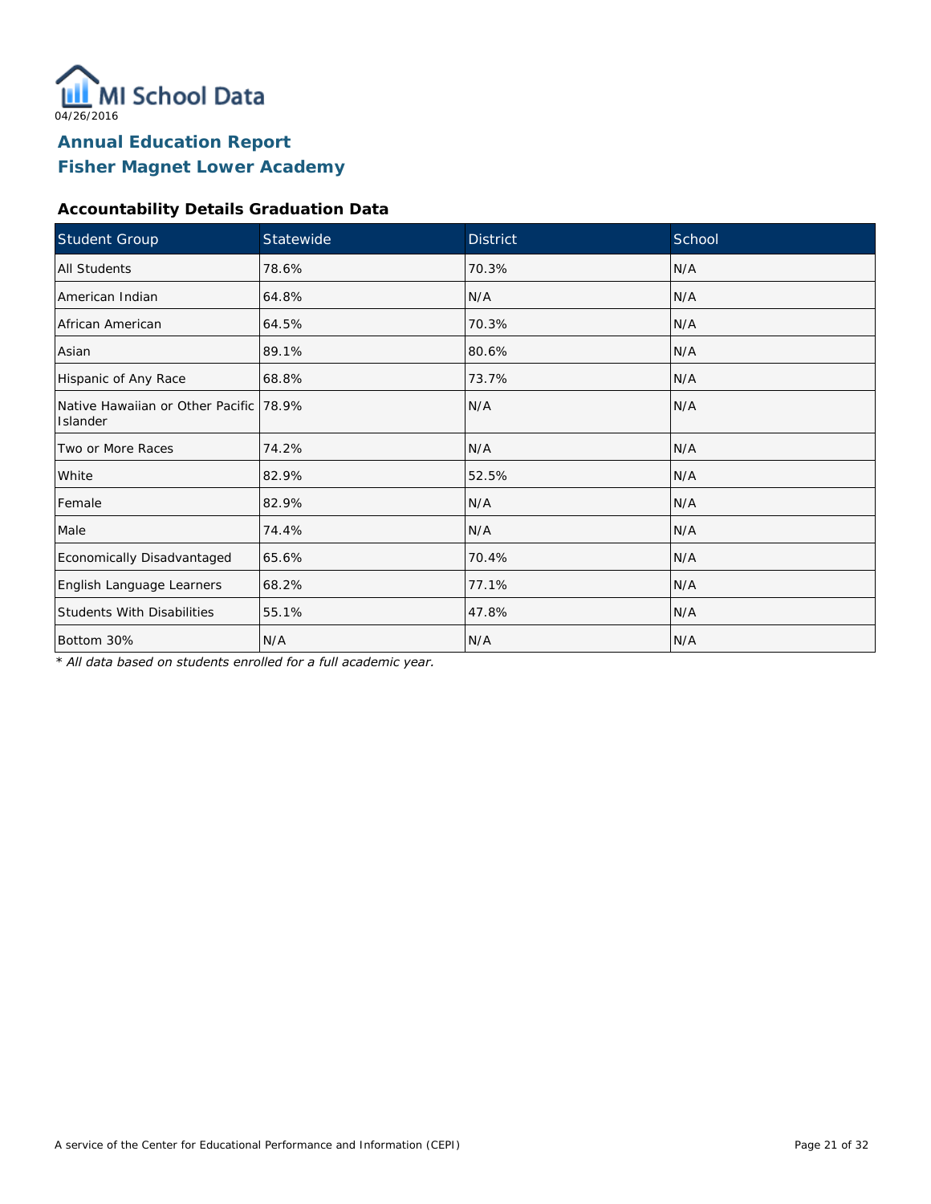MI School Data

04/26/2016

## Annual Education Report
## Fisher Magnet Lower Academy

### Accountability Details Graduation Data

| Student Group | Statewide | District | School |
|---|---|---|---|
| All Students | 78.6% | 70.3% | N/A |
| American Indian | 64.8% | N/A | N/A |
| African American | 64.5% | 70.3% | N/A |
| Asian | 89.1% | 80.6% | N/A |
| Hispanic of Any Race | 68.8% | 73.7% | N/A |
| Native Hawaiian or Other Pacific Islander | 78.9% | N/A | N/A |
| Two or More Races | 74.2% | N/A | N/A |
| White | 82.9% | 52.5% | N/A |
| Female | 82.9% | N/A | N/A |
| Male | 74.4% | N/A | N/A |
| Economically Disadvantaged | 65.6% | 70.4% | N/A |
| English Language Learners | 68.2% | 77.1% | N/A |
| Students With Disabilities | 55.1% | 47.8% | N/A |
| Bottom 30% | N/A | N/A | N/A |

*\* All data based on students enrolled for a full academic year.*

A service of the Center for Educational Performance and Information (CEPI)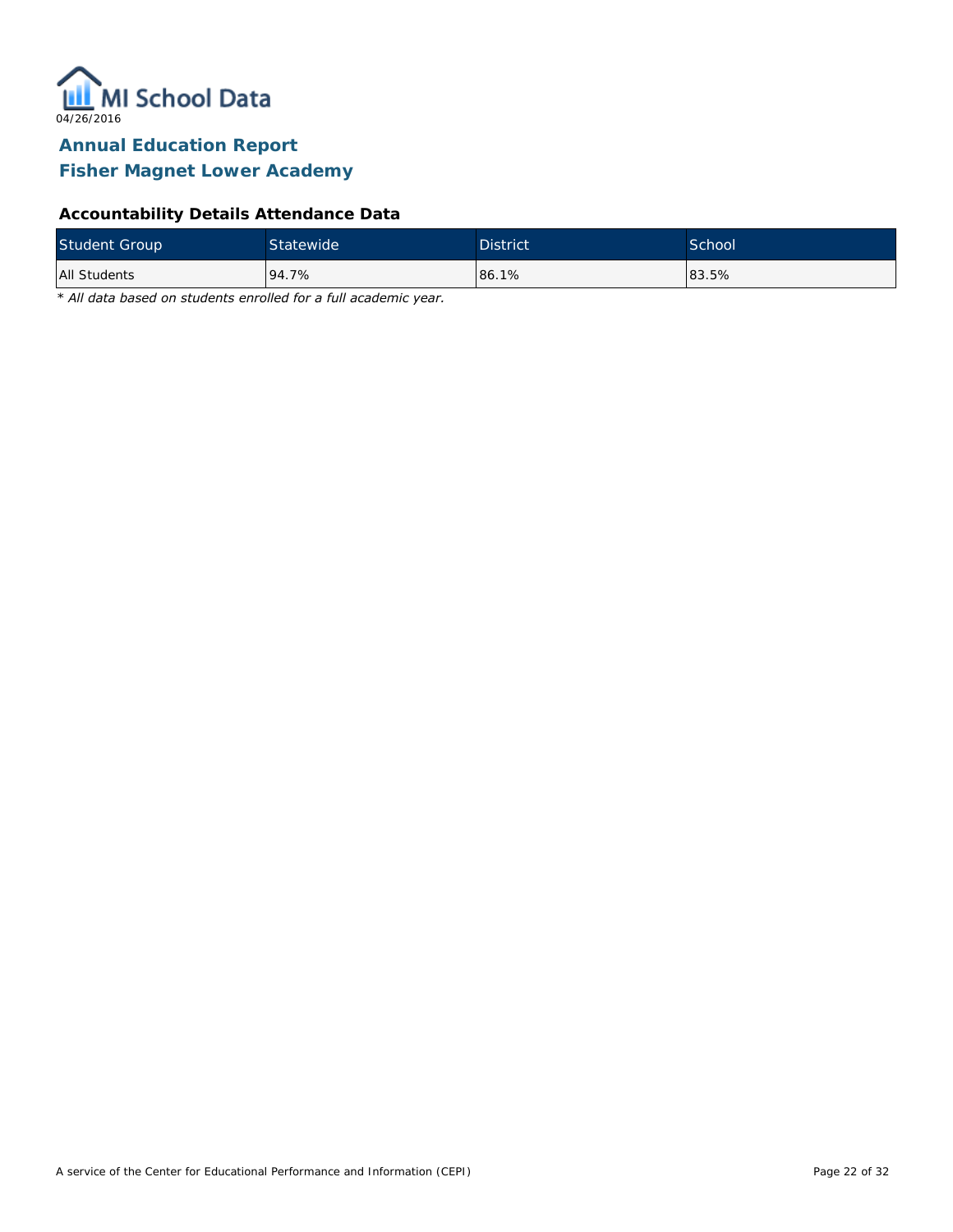MI School Data

04/26/2016

# Annual Education Report
# Fisher Magnet Lower Academy

### Accountability Details Attendance Data

| Student Group | Statewide | District | School |
|---|---|---|---|
| All Students | 94.7% | 86.1% | 83.5% |

*\* All data based on students enrolled for a full academic year.*

A service of the Center for Educational Performance and Information (CEPI)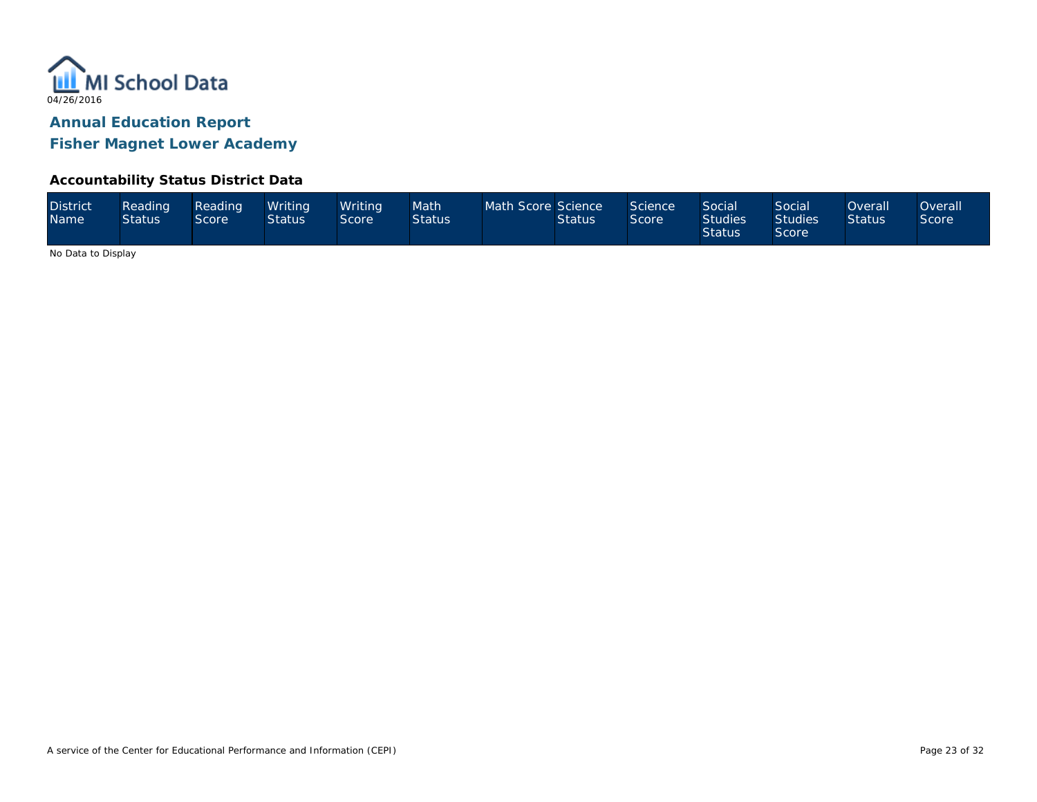MI School Data

04/26/2016

## Annual Education Report

## Fisher Magnet Lower Academy

### Accountability Status District Data

| District Name | Reading Status | Reading Score | Writing Status | Writing Score | Math Status | Math Score | Science Status | Science Score | Social Studies Status | Social Studies Score | Overall Status | Overall Score |
|---|---|---|---|---|---|---|---|---|---|---|---|---|

No Data to Display

A service of the Center for Educational Performance and Information (CEPI)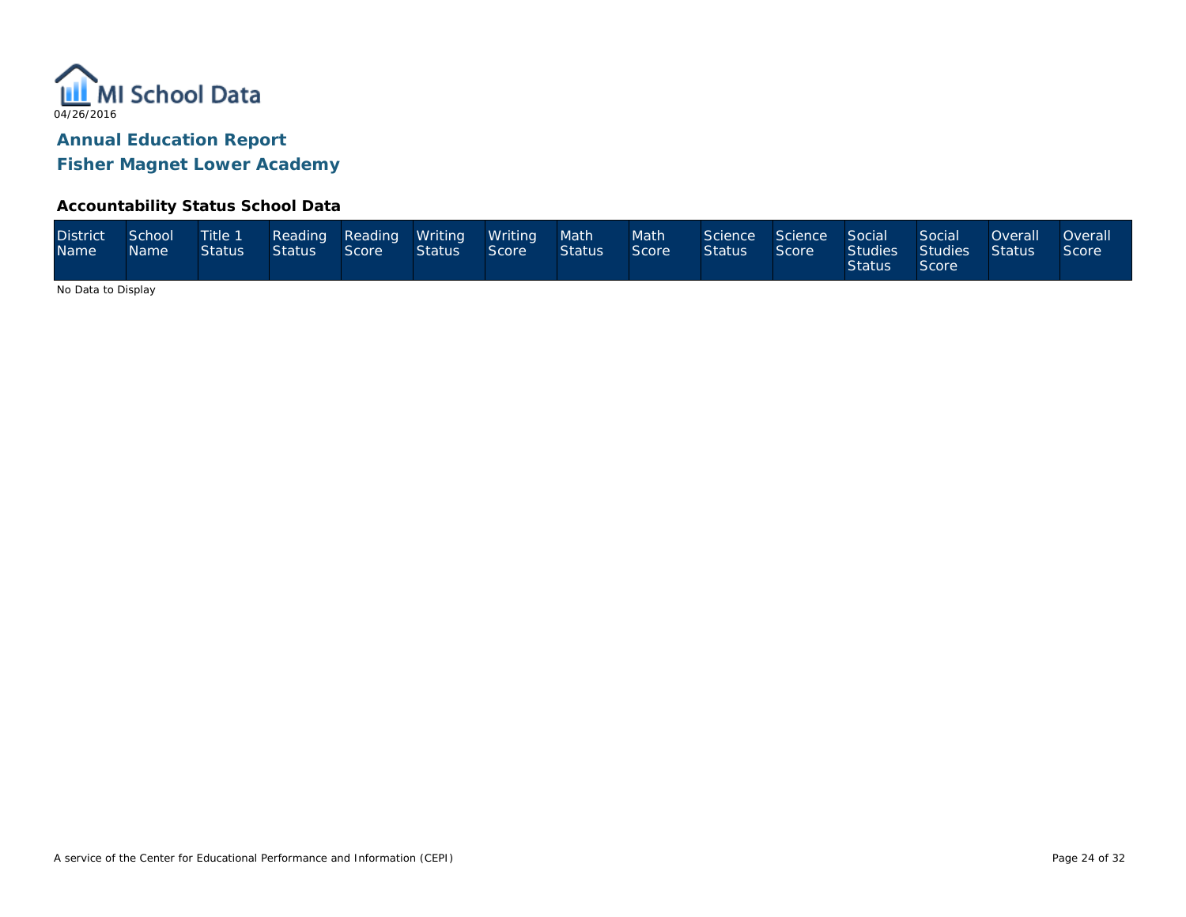MI School Data

04/26/2016

## Annual Education Report

## Fisher Magnet Lower Academy

### Accountability Status School Data

| District Name | School Name | Title 1 Status | Reading Status | Reading Score | Writing Status | Writing Score | Math Status | Math Score | Science Status | Science Score | Social Studies Status | Social Studies Score | Overall Status | Overall Score |
|---|---|---|---|---|---|---|---|---|---|---|---|---|---|---|

No Data to Display

A service of the Center for Educational Performance and Information (CEPI)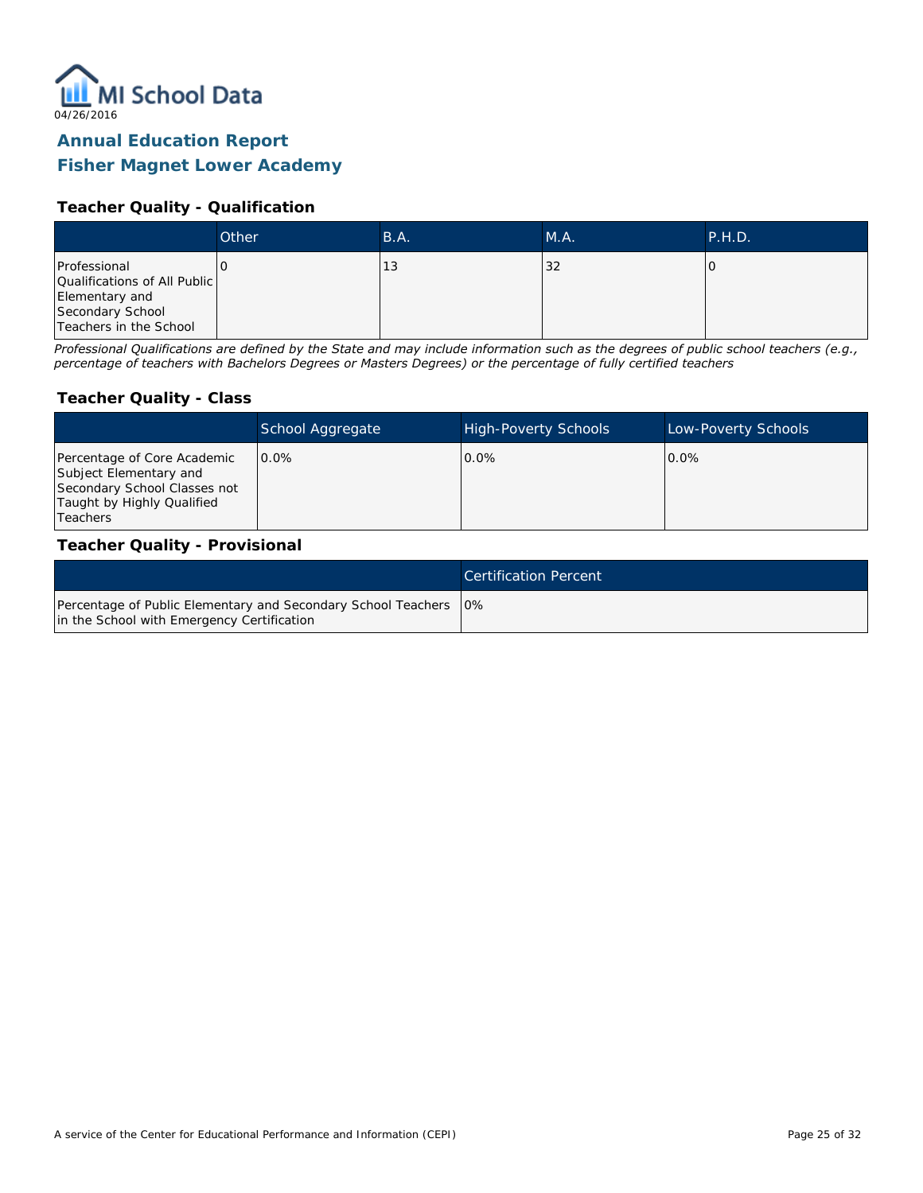MI School Data
04/26/2016

# Annual Education Report
# Fisher Magnet Lower Academy

## Teacher Quality - Qualification

| | Other | B.A. | M.A. | P.H.D. |
|---|---|---|---|---|
| Professional Qualifications of All Public Elementary and Secondary School Teachers in the School | 0 | 13 | 32 | 0 |

*Professional Qualifications are defined by the State and may include information such as the degrees of public school teachers (e.g., percentage of teachers with Bachelors Degrees or Masters Degrees) or the percentage of fully certified teachers*

## Teacher Quality - Class

| | School Aggregate | High-Poverty Schools | Low-Poverty Schools |
|---|---|---|---|
| Percentage of Core Academic Subject Elementary and Secondary School Classes not Taught by Highly Qualified Teachers | 0.0% | 0.0% | 0.0% |

## Teacher Quality - Provisional

| | Certification Percent |
|---|---|
| Percentage of Public Elementary and Secondary School Teachers in the School with Emergency Certification | 0% |

A service of the Center for Educational Performance and Information (CEPI)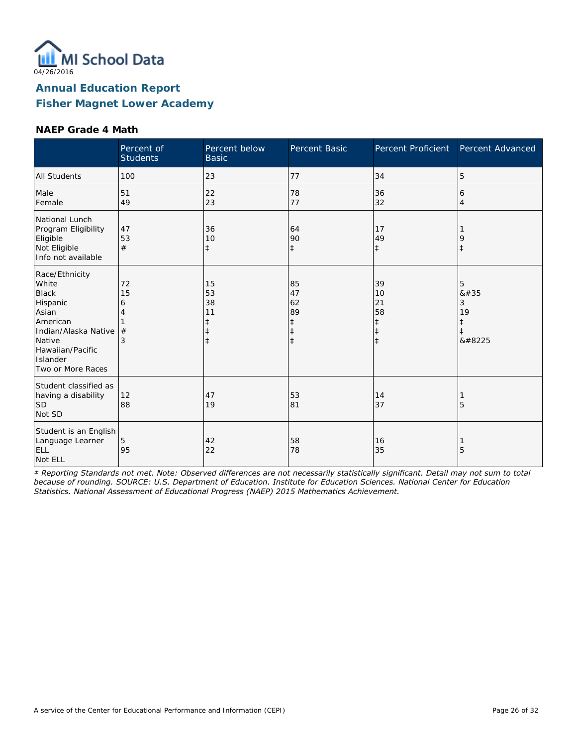MI School Data

04/26/2016

## Annual Education Report

## Fisher Magnet Lower Academy

### NAEP Grade 4 Math

| | Percent of Students | Percent below Basic | Percent Basic | Percent Proficient | Percent Advanced |
|---|---|---|---|---|---|
| All Students | 100 | 23 | 77 | 34 | 5 |
| Male | 51 | 22 | 78 | 36 | 6 |
| Female | 49 | 23 | 77 | 32 | 4 |
| National Lunch Program Eligibility | | | | | |
| Eligible | 47 | 36 | 64 | 17 | 1 |
| Not Eligible | 53 | 10 | 90 | 49 | 9 |
| Info not available | # | ‡ | ‡ | ‡ | ‡ |
| Race/Ethnicity | | | | | |
| White | 72 | 15 | 85 | 39 | 5 |
| Black | 15 | 53 | 47 | 10 | &#35 |
| Hispanic | 6 | 38 | 62 | 21 | 3 |
| Asian | 4 | 11 | 89 | 58 | 19 |
| American Indian/Alaska Native | 1 | ‡ | ‡ | ‡ | ‡ |
| Native Hawaiian/Pacific Islander | # | ‡ | ‡ | ‡ | ‡ |
| Two or More Races | 3 | ‡ | ‡ | ‡ | &#8225 |
| Student classified as having a disability | | | | | |
| SD | 12 | 47 | 53 | 14 | 1 |
| Not SD | 88 | 19 | 81 | 37 | 5 |
| Student is an English Language Learner | | | | | |
| ELL | 5 | 42 | 58 | 16 | 1 |
| Not ELL | 95 | 22 | 78 | 35 | 5 |

*‡ Reporting Standards not met. Note: Observed differences are not necessarily statistically significant. Detail may not sum to total because of rounding. SOURCE: U.S. Department of Education. Institute for Education Sciences. National Center for Education Statistics. National Assessment of Educational Progress (NAEP) 2015 Mathematics Achievement.*

A service of the Center for Educational Performance and Information (CEPI)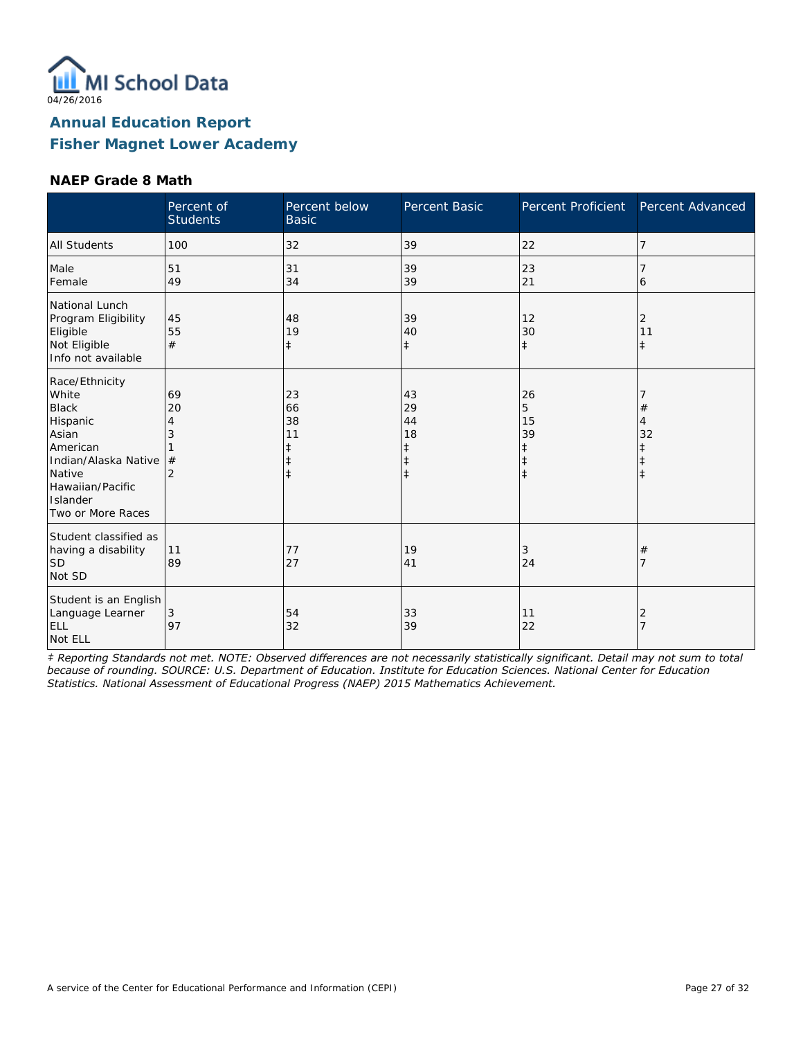MI School Data
04/26/2016

## Annual Education Report
## Fisher Magnet Lower Academy

### NAEP Grade 8 Math

| | Percent of Students | Percent below Basic | Percent Basic | Percent Proficient | Percent Advanced |
|---|---|---|---|---|---|
| All Students | 100 | 32 | 39 | 22 | 7 |
| Male | 51 | 31 | 39 | 23 | 7 |
| Female | 49 | 34 | 39 | 21 | 6 |
| **National Lunch Program Eligibility** | | | | | |
| Eligible | 45 | 48 | 39 | 12 | 2 |
| Not Eligible | 55 | 19 | 40 | 30 | 11 |
| Info not available | # | ‡ | ‡ | ‡ | ‡ |
| **Race/Ethnicity** | | | | | |
| White | 69 | 23 | 43 | 26 | 7 |
| Black | 20 | 66 | 29 | 5 | # |
| Hispanic | 4 | 38 | 44 | 15 | 4 |
| Asian | 3 | 11 | 18 | 39 | 32 |
| American Indian/Alaska Native | 1 | ‡ | ‡ | ‡ | ‡ |
| Native Hawaiian/Pacific Islander | # | ‡ | ‡ | ‡ | ‡ |
| Two or More Races | 2 | ‡ | ‡ | ‡ | ‡ |
| **Student classified as having a disability** | | | | | |
| SD | 11 | 77 | 19 | 3 | # |
| Not SD | 89 | 27 | 41 | 24 | 7 |
| **Student is an English Language Learner** | | | | | |
| ELL | 3 | 54 | 33 | 11 | 2 |
| Not ELL | 97 | 32 | 39 | 22 | 7 |

*‡ Reporting Standards not met. NOTE: Observed differences are not necessarily statistically significant. Detail may not sum to total because of rounding. SOURCE: U.S. Department of Education. Institute for Education Sciences. National Center for Education Statistics. National Assessment of Educational Progress (NAEP) 2015 Mathematics Achievement.*

A service of the Center for Educational Performance and Information (CEPI)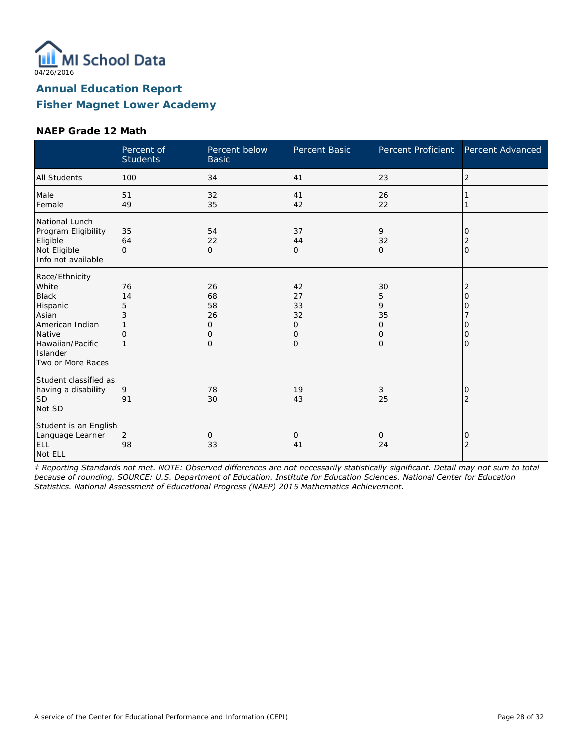04/26/2016

## Annual Education Report
## Fisher Magnet Lower Academy

### NAEP Grade 12 Math

| | Percent of Students | Percent below Basic | Percent Basic | Percent Proficient | Percent Advanced |
|---|---|---|---|---|---|
| All Students | 100 | 34 | 41 | 23 | 2 |
| Male<br>Female | 51<br>49 | 32<br>35 | 41<br>42 | 26<br>22 | 1<br>1 |
| National Lunch Program Eligibility<br>Eligible<br>Not Eligible<br>Info not available | 35<br>64<br>0 | 54<br>22<br>0 | 37<br>44<br>0 | 9<br>32<br>0 | 0<br>2<br>0 |
| Race/Ethnicity<br>White<br>Black<br>Hispanic<br>Asian<br>American Indian<br>Native Hawaiian/Pacific Islander<br>Two or More Races | 76<br>14<br>5<br>3<br>1<br>0<br>1 | 26<br>68<br>58<br>26<br>0<br>0<br>0 | 42<br>27<br>33<br>32<br>0<br>0<br>0 | 30<br>5<br>9<br>35<br>0<br>0<br>0 | 2<br>0<br>0<br>7<br>0<br>0<br>0 |
| Student classified as having a disability<br>SD<br>Not SD | 9<br>91 | 78<br>30 | 19<br>43 | 3<br>25 | 0<br>2 |
| Student is an English Language Learner<br>ELL<br>Not ELL | 2<br>98 | 0<br>33 | 0<br>41 | 0<br>24 | 0<br>2 |

*‡ Reporting Standards not met. NOTE: Observed differences are not necessarily statistically significant. Detail may not sum to total because of rounding. SOURCE: U.S. Department of Education. Institute for Education Sciences. National Center for Education Statistics. National Assessment of Educational Progress (NAEP) 2015 Mathematics Achievement.*

A service of the Center for Educational Performance and Information (CEPI)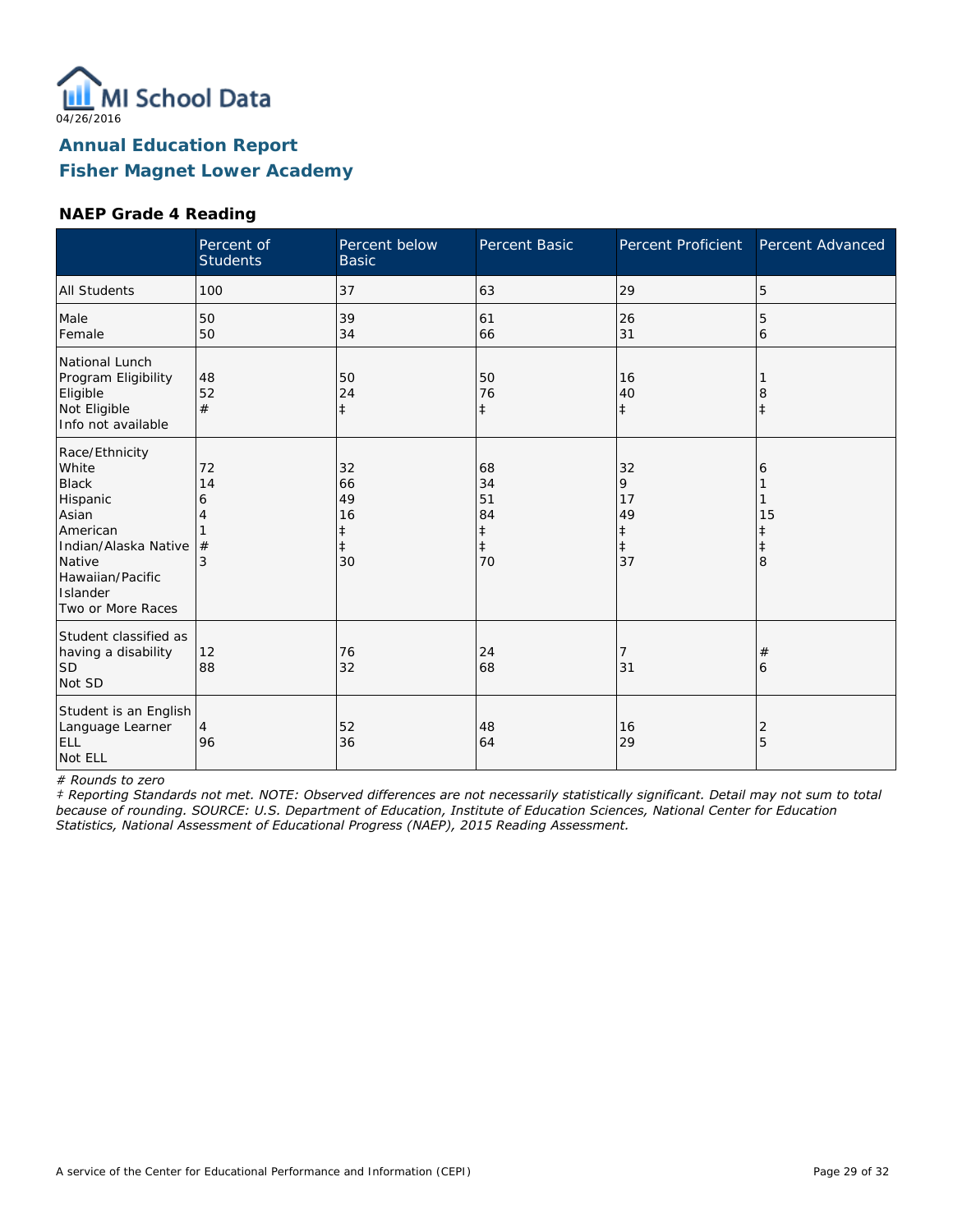04/26/2016

## Annual Education Report
## Fisher Magnet Lower Academy

### NAEP Grade 4 Reading

| | Percent of Students | Percent below Basic | Percent Basic | Percent Proficient | Percent Advanced |
|---|---|---|---|---|---|
| All Students | 100 | 37 | 63 | 29 | 5 |
| Male | 50 | 39 | 61 | 26 | 5 |
| Female | 50 | 34 | 66 | 31 | 6 |
| National Lunch Program Eligibility | | | | | |
| Eligible | 48 | 50 | 50 | 16 | 1 |
| Not Eligible | 52 | 24 | 76 | 40 | 8 |
| Info not available | # | ‡ | ‡ | ‡ | ‡ |
| Race/Ethnicity | | | | | |
| White | 72 | 32 | 68 | 32 | 6 |
| Black | 14 | 66 | 34 | 9 | 1 |
| Hispanic | 6 | 49 | 51 | 17 | 1 |
| Asian | 4 | 16 | 84 | 49 | 15 |
| American Indian/Alaska Native | 1 | ‡ | ‡ | ‡ | ‡ |
| Native Hawaiian/Pacific Islander | # | ‡ | ‡ | ‡ | ‡ |
| Two or More Races | 3 | 30 | 70 | 37 | 8 |
| Student classified as having a disability | | | | | |
| SD | 12 | 76 | 24 | 7 | # |
| Not SD | 88 | 32 | 68 | 31 | 6 |
| Student is an English Language Learner | | | | | |
| ELL | 4 | 52 | 48 | 16 | 2 |
| Not ELL | 96 | 36 | 64 | 29 | 5 |

*# Rounds to zero*

*‡ Reporting Standards not met. NOTE: Observed differences are not necessarily statistically significant. Detail may not sum to total because of rounding. SOURCE: U.S. Department of Education, Institute of Education Sciences, National Center for Education Statistics, National Assessment of Educational Progress (NAEP), 2015 Reading Assessment.*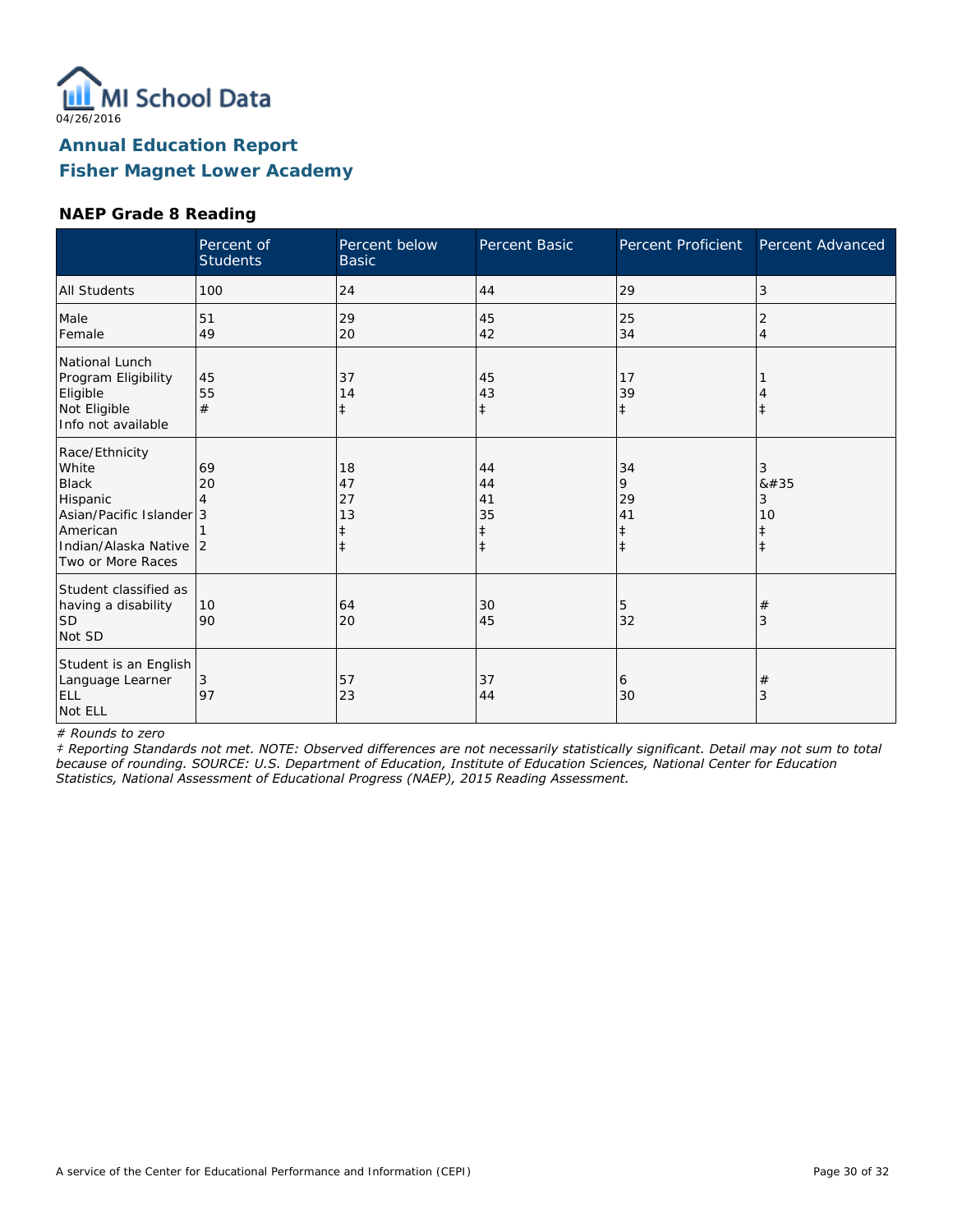MI School Data
04/26/2016

# Annual Education Report
# Fisher Magnet Lower Academy

### NAEP Grade 8 Reading

| | Percent of Students | Percent below Basic | Percent Basic | Percent Proficient | Percent Advanced |
|---|---|---|---|---|---|
| All Students | 100 | 24 | 44 | 29 | 3 |
| Male | 51 | 29 | 45 | 25 | 2 |
| Female | 49 | 20 | 42 | 34 | 4 |
| National Lunch Program Eligibility | | | | | |
| Eligible | 45 | 37 | 45 | 17 | 1 |
| Not Eligible | 55 | 14 | 43 | 39 | 4 |
| Info not available | # | ‡ | ‡ | ‡ | ‡ |
| Race/Ethnicity | | | | | |
| White | 69 | 18 | 44 | 34 | 3 |
| Black | 20 | 47 | 44 | 9 | &#35 |
| Hispanic | 4 | 27 | 41 | 29 | 3 |
| Asian/Pacific Islander | 3 | 13 | 35 | 41 | 10 |
| American Indian/Alaska Native | 1 | ‡ | ‡ | ‡ | ‡ |
| Two or More Races | 2 | ‡ | ‡ | ‡ | ‡ |
| Student classified as having a disability | | | | | |
| SD | 10 | 64 | 30 | 5 | # |
| Not SD | 90 | 20 | 45 | 32 | 3 |
| Student is an English Language Learner | | | | | |
| ELL | 3 | 57 | 37 | 6 | # |
| Not ELL | 97 | 23 | 44 | 30 | 3 |

*# Rounds to zero*

*‡ Reporting Standards not met. NOTE: Observed differences are not necessarily statistically significant. Detail may not sum to total because of rounding. SOURCE: U.S. Department of Education, Institute of Education Sciences, National Center for Education Statistics, National Assessment of Educational Progress (NAEP), 2015 Reading Assessment.*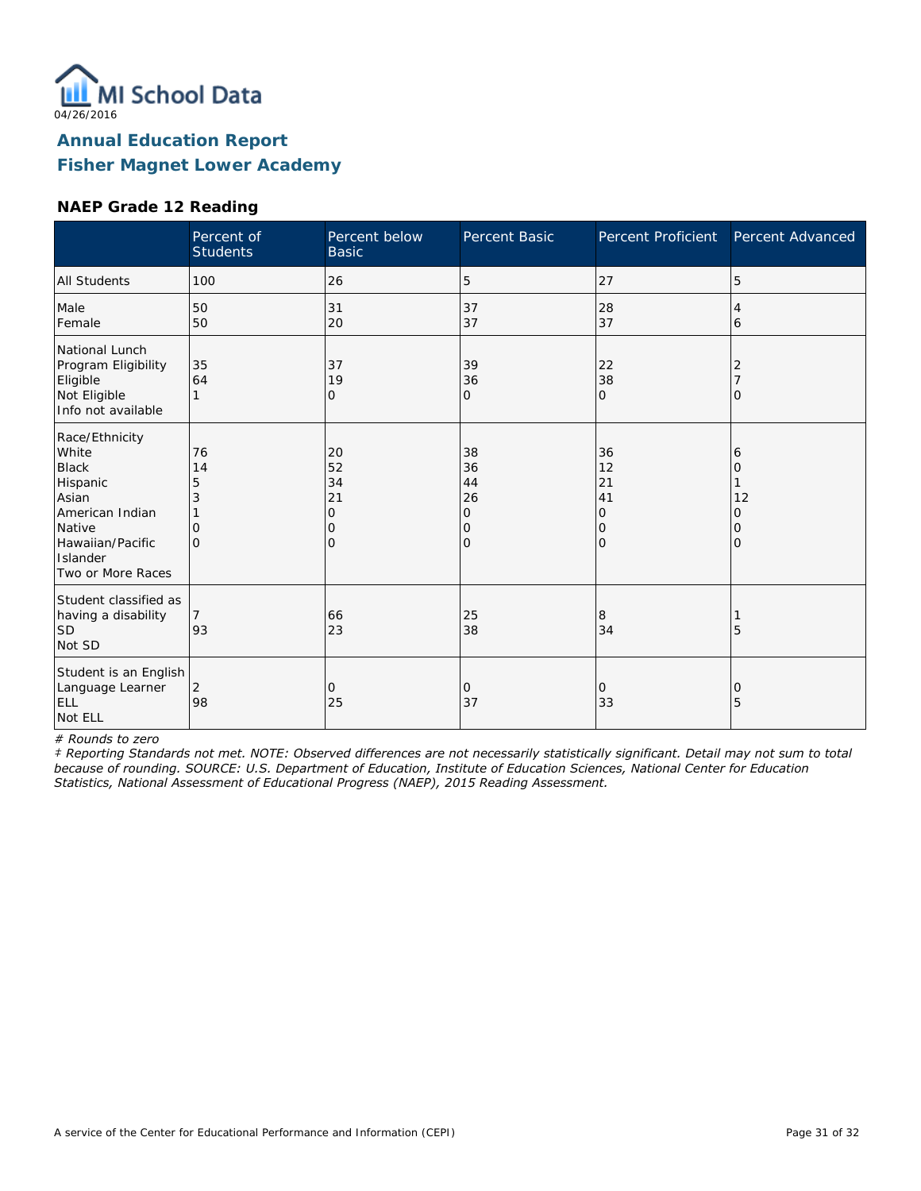04/26/2016

## Annual Education Report
## Fisher Magnet Lower Academy

### NAEP Grade 12 Reading

| | Percent of Students | Percent below Basic | Percent Basic | Percent Proficient | Percent Advanced |
|---|---|---|---|---|---|
| All Students | 100 | 26 | 5 | 27 | 5 |
| Male | 50 | 31 | 37 | 28 | 4 |
| Female | 50 | 20 | 37 | 37 | 6 |
| National Lunch Program Eligibility | | | | | |
| Eligible | 35 | 37 | 39 | 22 | 2 |
| Not Eligible | 64 | 19 | 36 | 38 | 7 |
| Info not available | 1 | 0 | 0 | 0 | 0 |
| Race/Ethnicity | | | | | |
| White | 76 | 20 | 38 | 36 | 6 |
| Black | 14 | 52 | 36 | 12 | 0 |
| Hispanic | 5 | 34 | 44 | 21 | 1 |
| Asian | 3 | 21 | 26 | 41 | 12 |
| American Indian | 1 | 0 | 0 | 0 | 0 |
| Native Hawaiian/Pacific Islander | 0 | 0 | 0 | 0 | 0 |
| Two or More Races | 0 | 0 | 0 | 0 | 0 |
| Student classified as having a disability | | | | | |
| SD | 7 | 66 | 25 | 8 | 1 |
| Not SD | 93 | 23 | 38 | 34 | 5 |
| Student is an English Language Learner | | | | | |
| ELL | 2 | 0 | 0 | 0 | 0 |
| Not ELL | 98 | 25 | 37 | 33 | 5 |

*# Rounds to zero*

*‡ Reporting Standards not met. NOTE: Observed differences are not necessarily statistically significant. Detail may not sum to total because of rounding. SOURCE: U.S. Department of Education, Institute of Education Sciences, National Center for Education Statistics, National Assessment of Educational Progress (NAEP), 2015 Reading Assessment.*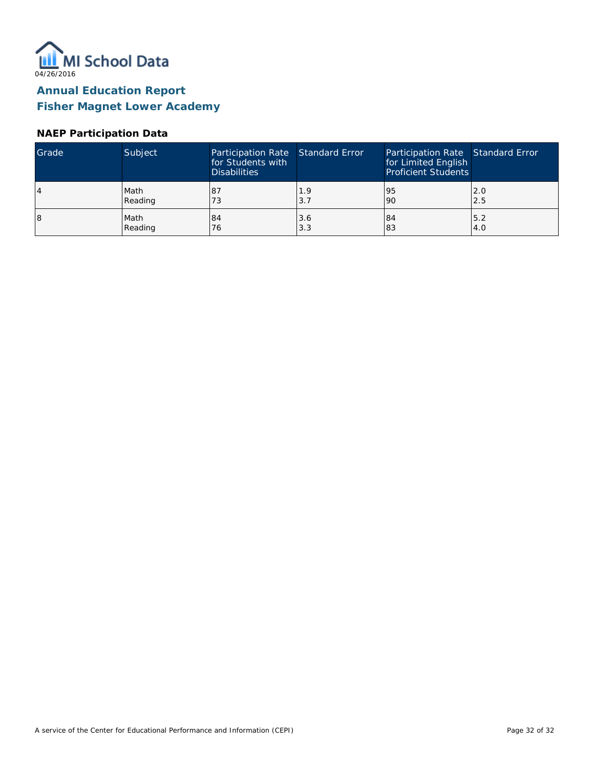MI School Data

04/26/2016

# Annual Education Report

# Fisher Magnet Lower Academy

### NAEP Participation Data

| Grade | Subject | Participation Rate for Students with Disabilities | Standard Error | Participation Rate for Limited English Proficient Students | Standard Error |
|---|---|---|---|---|---|
| 4 | Math | 87 | 1.9 | 95 | 2.0 |
| | Reading | 73 | 3.7 | 90 | 2.5 |
| 8 | Math | 84 | 3.6 | 84 | 5.2 |
| | Reading | 76 | 3.3 | 83 | 4.0 |

A service of the Center for Educational Performance and Information (CEPI)